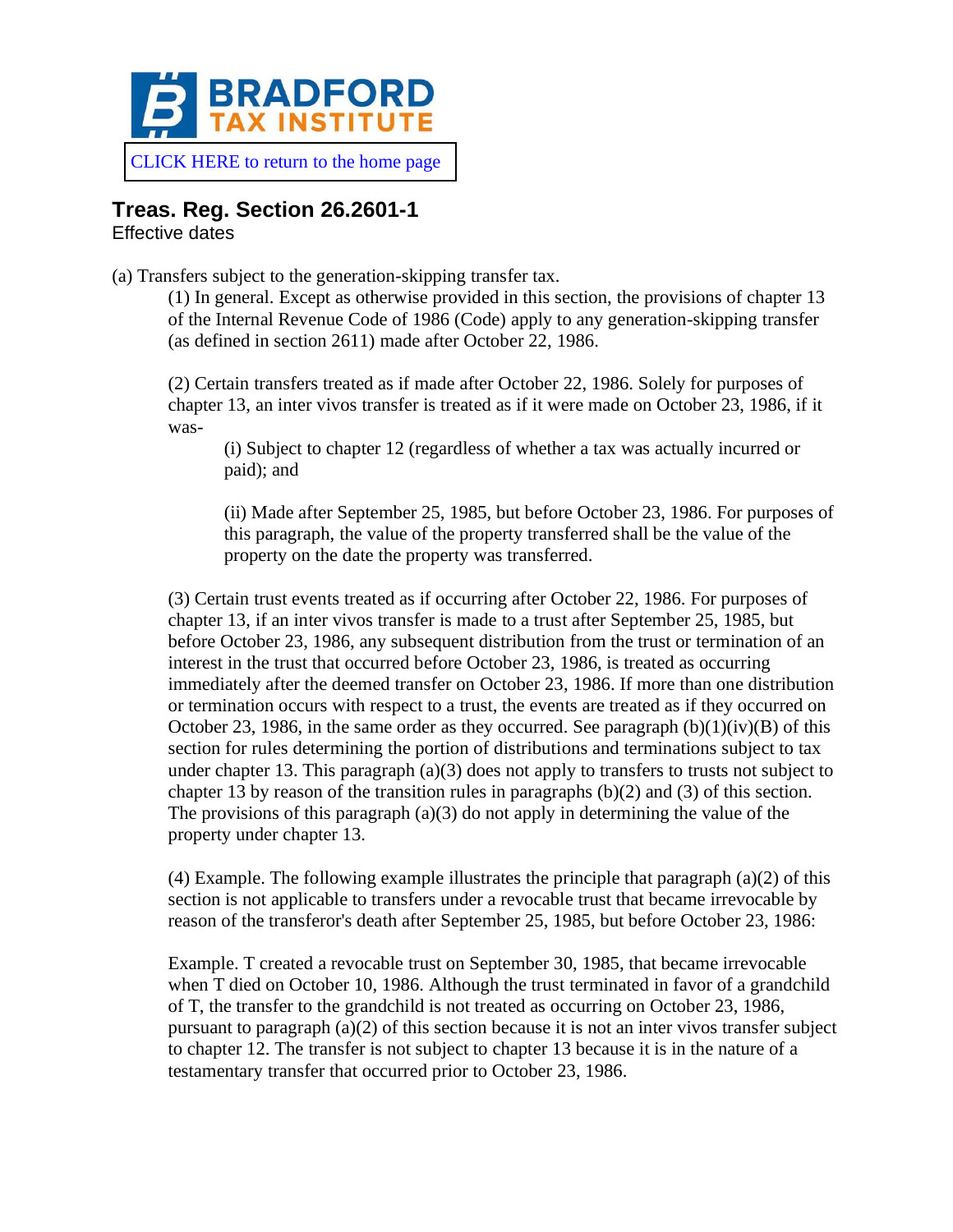CLICK HERE to return to the home page

## Treas. Reg. Section 26.2601-1

Effective dates

(a) Transfers subject to the generation-skipping transfer tax.

(1) In general. Except as otherwise provided in this section, the provisions of chapter 13 of the Internal Revenue Code of 1986 (Code) apply to any generation-skipping transfer (as defined in section 2611) made after October 22, 1986.

(2) Certain transfers treated as if made after October 22, 1986. Solely for purposes of chapter 13, an inter vivos transfer is treated as if it were made on October 23, 1986, if it was-

(i) Subject to chapter 12 (regardless of whether a tax was actually incurred or paid); and

(ii) Made after September 25, 1985, but before October 23, 1986. For purposes of this paragraph, the value of the property transferred shall be the value of the property on the date the property was transferred.

(3) Certain trust events treated as if occurring after October 22, 1986. For purposes of chapter 13, if an inter vivos transfer is made to a trust after September 25, 1985, but before October 23, 1986, any subsequent distribution from the trust or termination of an interest in the trust that occurred before October 23, 1986, is treated as occurring immediately after the deemed transfer on October 23, 1986. If more than one distribution or termination occurs with respect to a trust, the events are treated as if they occurred on October 23, 1986, in the same order as they occurred. See paragraph (b)(1)(iv)(B) of this section for rules determining the portion of distributions and terminations subject to tax under chapter 13. This paragraph (a)(3) does not apply to transfers to trusts not subject to chapter 13 by reason of the transition rules in paragraphs (b)(2) and (3) of this section. The provisions of this paragraph (a)(3) do not apply in determining the value of the property under chapter 13.

(4) Example. The following example illustrates the principle that paragraph (a)(2) of this section is not applicable to transfers under a revocable trust that became irrevocable by reason of the transferor's death after September 25, 1985, but before October 23, 1986:

Example. T created a revocable trust on September 30, 1985, that became irrevocable when T died on October 10, 1986. Although the trust terminated in favor of a grandchild of T, the transfer to the grandchild is not treated as occurring on October 23, 1986, pursuant to paragraph (a)(2) of this section because it is not an inter vivos transfer subject to chapter 12. The transfer is not subject to chapter 13 because it is in the nature of a testamentary transfer that occurred prior to October 23, 1986.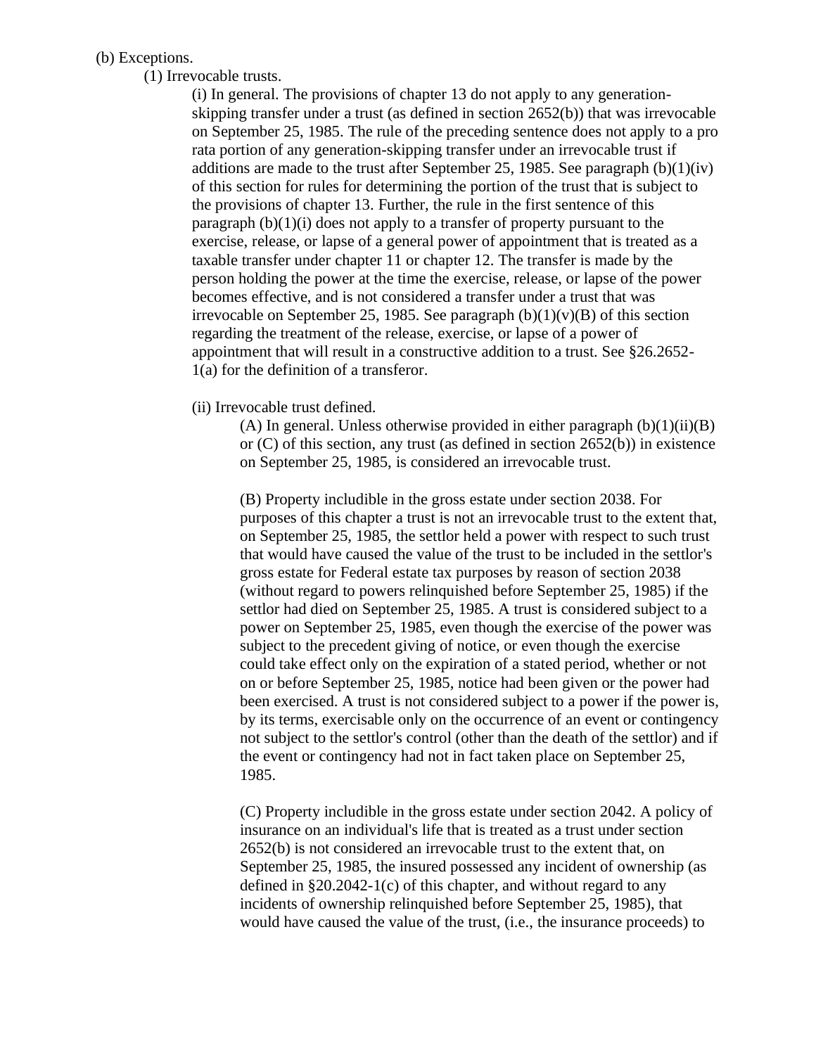(b) Exceptions.

(1) Irrevocable trusts.

(i) In general. The provisions of chapter 13 do not apply to any generation-skipping transfer under a trust (as defined in section 2652(b)) that was irrevocable on September 25, 1985. The rule of the preceding sentence does not apply to a pro rata portion of any generation-skipping transfer under an irrevocable trust if additions are made to the trust after September 25, 1985. See paragraph (b)(1)(iv) of this section for rules for determining the portion of the trust that is subject to the provisions of chapter 13. Further, the rule in the first sentence of this paragraph (b)(1)(i) does not apply to a transfer of property pursuant to the exercise, release, or lapse of a general power of appointment that is treated as a taxable transfer under chapter 11 or chapter 12. The transfer is made by the person holding the power at the time the exercise, release, or lapse of the power becomes effective, and is not considered a transfer under a trust that was irrevocable on September 25, 1985. See paragraph (b)(1)(v)(B) of this section regarding the treatment of the release, exercise, or lapse of a power of appointment that will result in a constructive addition to a trust. See §26.2652-1(a) for the definition of a transferor.

(ii) Irrevocable trust defined.

(A) In general. Unless otherwise provided in either paragraph (b)(1)(ii)(B) or (C) of this section, any trust (as defined in section 2652(b)) in existence on September 25, 1985, is considered an irrevocable trust.

(B) Property includible in the gross estate under section 2038. For purposes of this chapter a trust is not an irrevocable trust to the extent that, on September 25, 1985, the settlor held a power with respect to such trust that would have caused the value of the trust to be included in the settlor's gross estate for Federal estate tax purposes by reason of section 2038 (without regard to powers relinquished before September 25, 1985) if the settlor had died on September 25, 1985. A trust is considered subject to a power on September 25, 1985, even though the exercise of the power was subject to the precedent giving of notice, or even though the exercise could take effect only on the expiration of a stated period, whether or not on or before September 25, 1985, notice had been given or the power had been exercised. A trust is not considered subject to a power if the power is, by its terms, exercisable only on the occurrence of an event or contingency not subject to the settlor's control (other than the death of the settlor) and if the event or contingency had not in fact taken place on September 25, 1985.

(C) Property includible in the gross estate under section 2042. A policy of insurance on an individual's life that is treated as a trust under section 2652(b) is not considered an irrevocable trust to the extent that, on September 25, 1985, the insured possessed any incident of ownership (as defined in §20.2042-1(c) of this chapter, and without regard to any incidents of ownership relinquished before September 25, 1985), that would have caused the value of the trust, (i.e., the insurance proceeds) to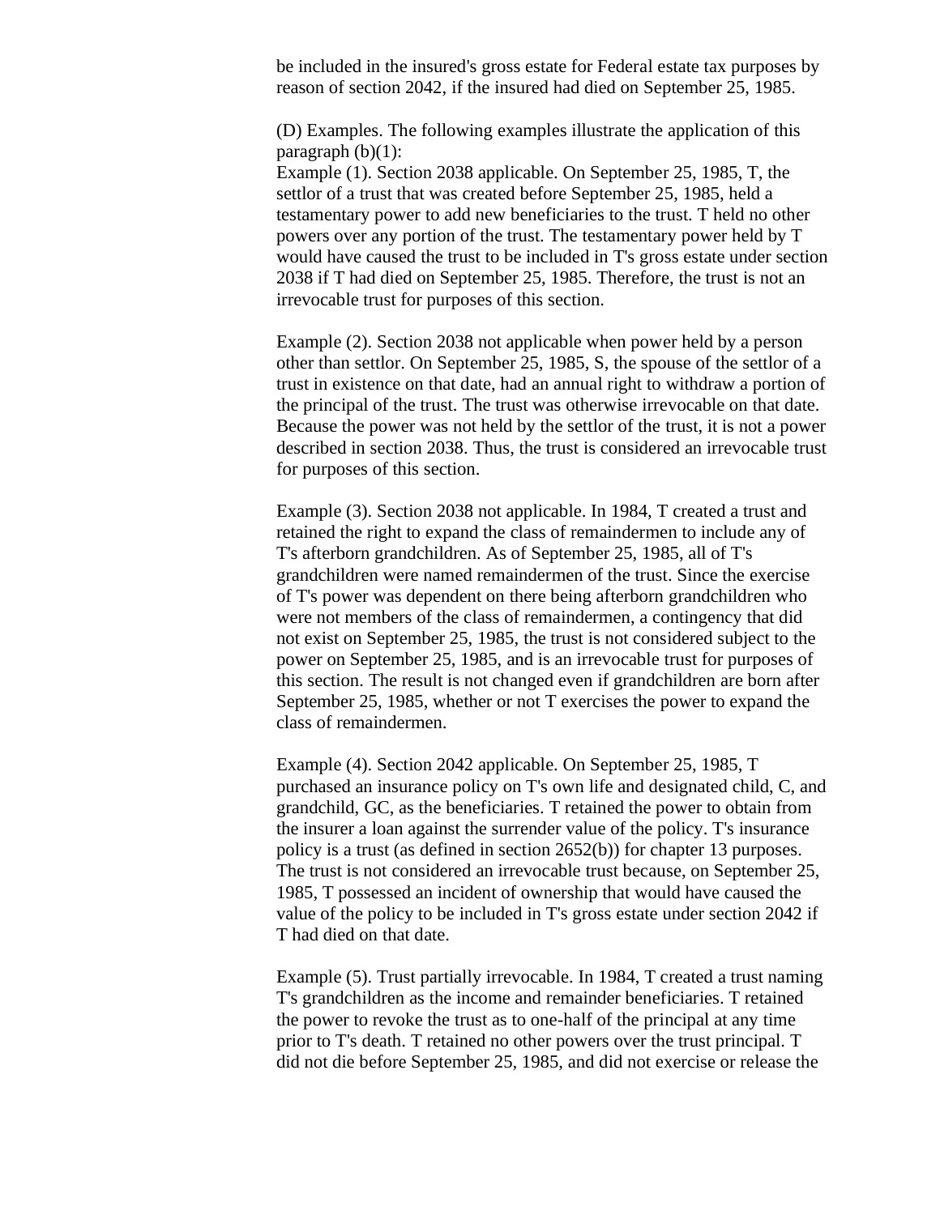be included in the insured's gross estate for Federal estate tax purposes by reason of section 2042, if the insured had died on September 25, 1985.

(D) Examples. The following examples illustrate the application of this paragraph (b)(1):

Example (1). Section 2038 applicable. On September 25, 1985, T, the settlor of a trust that was created before September 25, 1985, held a testamentary power to add new beneficiaries to the trust. T held no other powers over any portion of the trust. The testamentary power held by T would have caused the trust to be included in T's gross estate under section 2038 if T had died on September 25, 1985. Therefore, the trust is not an irrevocable trust for purposes of this section.

Example (2). Section 2038 not applicable when power held by a person other than settlor. On September 25, 1985, S, the spouse of the settlor of a trust in existence on that date, had an annual right to withdraw a portion of the principal of the trust. The trust was otherwise irrevocable on that date. Because the power was not held by the settlor of the trust, it is not a power described in section 2038. Thus, the trust is considered an irrevocable trust for purposes of this section.

Example (3). Section 2038 not applicable. In 1984, T created a trust and retained the right to expand the class of remaindermen to include any of T's afterborn grandchildren. As of September 25, 1985, all of T's grandchildren were named remaindermen of the trust. Since the exercise of T's power was dependent on there being afterborn grandchildren who were not members of the class of remaindermen, a contingency that did not exist on September 25, 1985, the trust is not considered subject to the power on September 25, 1985, and is an irrevocable trust for purposes of this section. The result is not changed even if grandchildren are born after September 25, 1985, whether or not T exercises the power to expand the class of remaindermen.

Example (4). Section 2042 applicable. On September 25, 1985, T purchased an insurance policy on T's own life and designated child, C, and grandchild, GC, as the beneficiaries. T retained the power to obtain from the insurer a loan against the surrender value of the policy. T's insurance policy is a trust (as defined in section 2652(b)) for chapter 13 purposes. The trust is not considered an irrevocable trust because, on September 25, 1985, T possessed an incident of ownership that would have caused the value of the policy to be included in T's gross estate under section 2042 if T had died on that date.

Example (5). Trust partially irrevocable. In 1984, T created a trust naming T's grandchildren as the income and remainder beneficiaries. T retained the power to revoke the trust as to one-half of the principal at any time prior to T's death. T retained no other powers over the trust principal. T did not die before September 25, 1985, and did not exercise or release the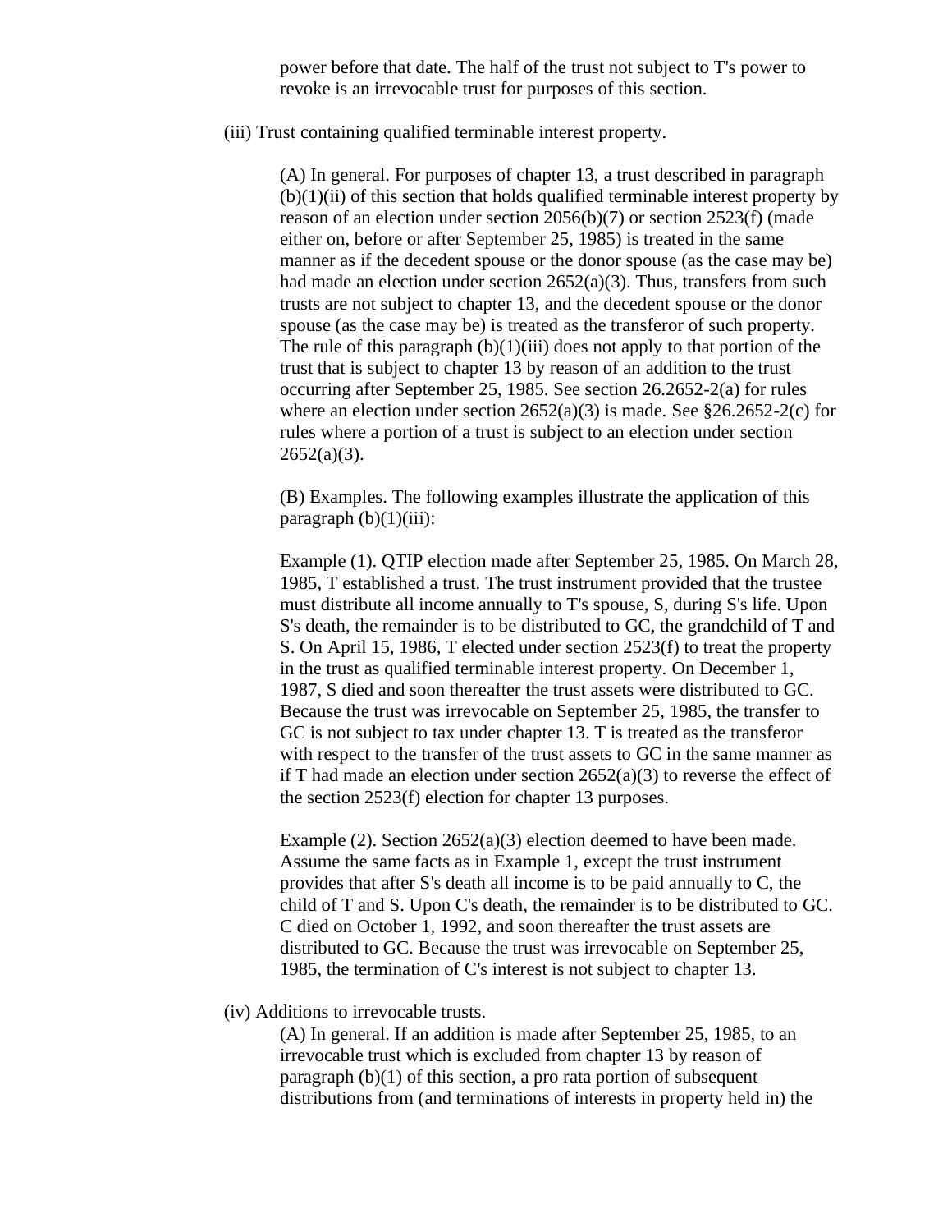power before that date. The half of the trust not subject to T's power to revoke is an irrevocable trust for purposes of this section.

(iii) Trust containing qualified terminable interest property.

(A) In general. For purposes of chapter 13, a trust described in paragraph (b)(1)(ii) of this section that holds qualified terminable interest property by reason of an election under section 2056(b)(7) or section 2523(f) (made either on, before or after September 25, 1985) is treated in the same manner as if the decedent spouse or the donor spouse (as the case may be) had made an election under section 2652(a)(3). Thus, transfers from such trusts are not subject to chapter 13, and the decedent spouse or the donor spouse (as the case may be) is treated as the transferor of such property. The rule of this paragraph (b)(1)(iii) does not apply to that portion of the trust that is subject to chapter 13 by reason of an addition to the trust occurring after September 25, 1985. See section 26.2652-2(a) for rules where an election under section 2652(a)(3) is made. See §26.2652-2(c) for rules where a portion of a trust is subject to an election under section 2652(a)(3).

(B) Examples. The following examples illustrate the application of this paragraph (b)(1)(iii):

Example (1). QTIP election made after September 25, 1985. On March 28, 1985, T established a trust. The trust instrument provided that the trustee must distribute all income annually to T's spouse, S, during S's life. Upon S's death, the remainder is to be distributed to GC, the grandchild of T and S. On April 15, 1986, T elected under section 2523(f) to treat the property in the trust as qualified terminable interest property. On December 1, 1987, S died and soon thereafter the trust assets were distributed to GC. Because the trust was irrevocable on September 25, 1985, the transfer to GC is not subject to tax under chapter 13. T is treated as the transferor with respect to the transfer of the trust assets to GC in the same manner as if T had made an election under section 2652(a)(3) to reverse the effect of the section 2523(f) election for chapter 13 purposes.

Example (2). Section 2652(a)(3) election deemed to have been made. Assume the same facts as in Example 1, except the trust instrument provides that after S's death all income is to be paid annually to C, the child of T and S. Upon C's death, the remainder is to be distributed to GC. C died on October 1, 1992, and soon thereafter the trust assets are distributed to GC. Because the trust was irrevocable on September 25, 1985, the termination of C's interest is not subject to chapter 13.

(iv) Additions to irrevocable trusts.

(A) In general. If an addition is made after September 25, 1985, to an irrevocable trust which is excluded from chapter 13 by reason of paragraph (b)(1) of this section, a pro rata portion of subsequent distributions from (and terminations of interests in property held in) the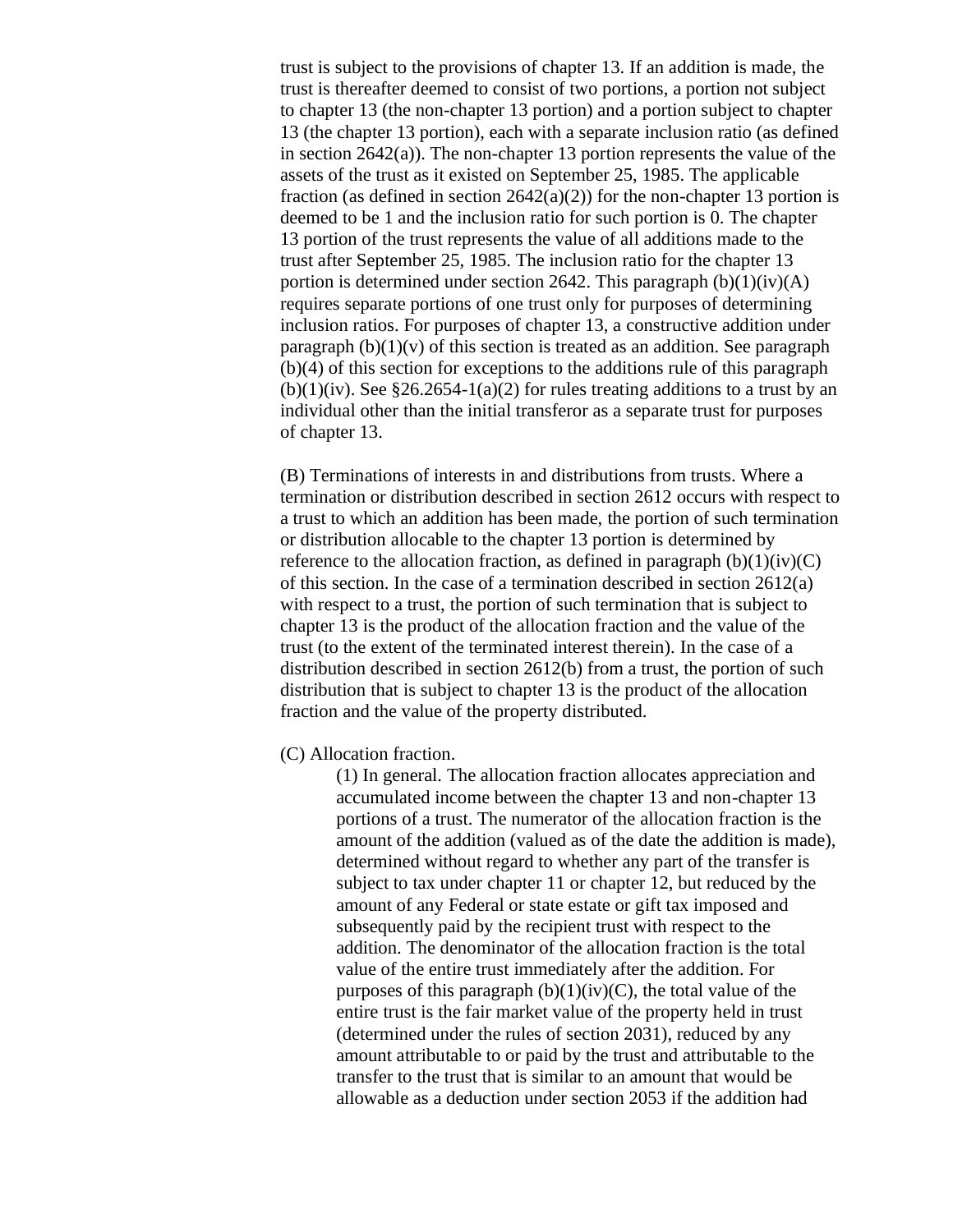trust is subject to the provisions of chapter 13. If an addition is made, the trust is thereafter deemed to consist of two portions, a portion not subject to chapter 13 (the non-chapter 13 portion) and a portion subject to chapter 13 (the chapter 13 portion), each with a separate inclusion ratio (as defined in section 2642(a)). The non-chapter 13 portion represents the value of the assets of the trust as it existed on September 25, 1985. The applicable fraction (as defined in section 2642(a)(2)) for the non-chapter 13 portion is deemed to be 1 and the inclusion ratio for such portion is 0. The chapter 13 portion of the trust represents the value of all additions made to the trust after September 25, 1985. The inclusion ratio for the chapter 13 portion is determined under section 2642. This paragraph (b)(1)(iv)(A) requires separate portions of one trust only for purposes of determining inclusion ratios. For purposes of chapter 13, a constructive addition under paragraph (b)(1)(v) of this section is treated as an addition. See paragraph (b)(4) of this section for exceptions to the additions rule of this paragraph (b)(1)(iv). See §26.2654-1(a)(2) for rules treating additions to a trust by an individual other than the initial transferor as a separate trust for purposes of chapter 13.

(B) Terminations of interests in and distributions from trusts. Where a termination or distribution described in section 2612 occurs with respect to a trust to which an addition has been made, the portion of such termination or distribution allocable to the chapter 13 portion is determined by reference to the allocation fraction, as defined in paragraph (b)(1)(iv)(C) of this section. In the case of a termination described in section 2612(a) with respect to a trust, the portion of such termination that is subject to chapter 13 is the product of the allocation fraction and the value of the trust (to the extent of the terminated interest therein). In the case of a distribution described in section 2612(b) from a trust, the portion of such distribution that is subject to chapter 13 is the product of the allocation fraction and the value of the property distributed.

(C) Allocation fraction.

(1) In general. The allocation fraction allocates appreciation and accumulated income between the chapter 13 and non-chapter 13 portions of a trust. The numerator of the allocation fraction is the amount of the addition (valued as of the date the addition is made), determined without regard to whether any part of the transfer is subject to tax under chapter 11 or chapter 12, but reduced by the amount of any Federal or state estate or gift tax imposed and subsequently paid by the recipient trust with respect to the addition. The denominator of the allocation fraction is the total value of the entire trust immediately after the addition. For purposes of this paragraph (b)(1)(iv)(C), the total value of the entire trust is the fair market value of the property held in trust (determined under the rules of section 2031), reduced by any amount attributable to or paid by the trust and attributable to the transfer to the trust that is similar to an amount that would be allowable as a deduction under section 2053 if the addition had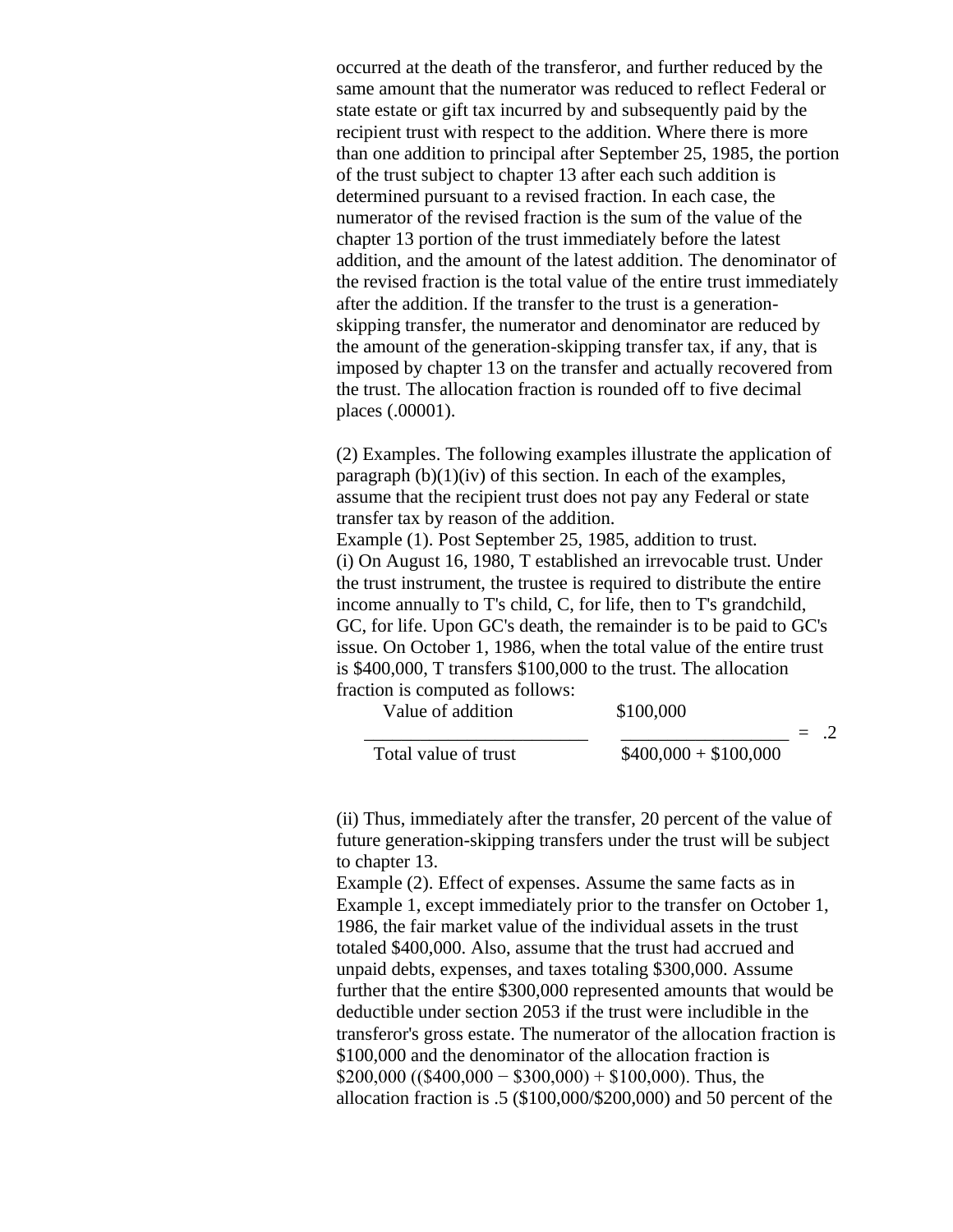occurred at the death of the transferor, and further reduced by the same amount that the numerator was reduced to reflect Federal or state estate or gift tax incurred by and subsequently paid by the recipient trust with respect to the addition. Where there is more than one addition to principal after September 25, 1985, the portion of the trust subject to chapter 13 after each such addition is determined pursuant to a revised fraction. In each case, the numerator of the revised fraction is the sum of the value of the chapter 13 portion of the trust immediately before the latest addition, and the amount of the latest addition. The denominator of the revised fraction is the total value of the entire trust immediately after the addition. If the transfer to the trust is a generation-skipping transfer, the numerator and denominator are reduced by the amount of the generation-skipping transfer tax, if any, that is imposed by chapter 13 on the transfer and actually recovered from the trust. The allocation fraction is rounded off to five decimal places (.00001).

(2) Examples. The following examples illustrate the application of paragraph (b)(1)(iv) of this section. In each of the examples, assume that the recipient trust does not pay any Federal or state transfer tax by reason of the addition.

Example (1). Post September 25, 1985, addition to trust.

(i) On August 16, 1980, T established an irrevocable trust. Under the trust instrument, the trustee is required to distribute the entire income annually to T's child, C, for life, then to T's grandchild, GC, for life. Upon GC's death, the remainder is to be paid to GC's issue. On October 1, 1986, when the total value of the entire trust is $400,000, T transfers $100,000 to the trust. The allocation fraction is computed as follows:

$$\frac{\text{Value of addition}}{\text{Total value of trust}} \qquad \frac{\$100{,}000}{\$400{,}000 + \$100{,}000} = .2$$

(ii) Thus, immediately after the transfer, 20 percent of the value of future generation-skipping transfers under the trust will be subject to chapter 13.

Example (2). Effect of expenses. Assume the same facts as in Example 1, except immediately prior to the transfer on October 1, 1986, the fair market value of the individual assets in the trust totaled $400,000. Also, assume that the trust had accrued and unpaid debts, expenses, and taxes totaling $300,000. Assume further that the entire $300,000 represented amounts that would be deductible under section 2053 if the trust were includible in the transferor's gross estate. The numerator of the allocation fraction is $100,000 and the denominator of the allocation fraction is $200,000 (($400,000 − $300,000) + $100,000). Thus, the allocation fraction is .5 ($100,000/$200,000) and 50 percent of the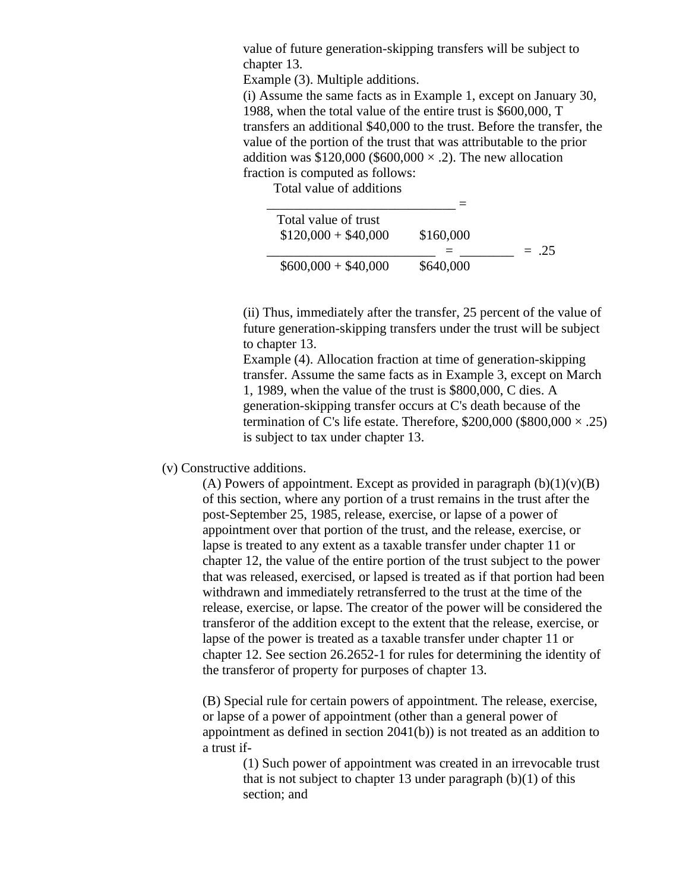value of future generation-skipping transfers will be subject to chapter 13.

Example (3). Multiple additions.

(i) Assume the same facts as in Example 1, except on January 30, 1988, when the total value of the entire trust is \$600,000, T transfers an additional \$40,000 to the trust. Before the transfer, the value of the portion of the trust that was attributable to the prior addition was \$120,000 (\$600,000 × .2). The new allocation fraction is computed as follows:

$$\frac{\text{Total value of additions}}{\text{Total value of trust}} = \frac{\$120{,}000 + \$40{,}000}{\$600{,}000 + \$40{,}000} = \frac{\$160{,}000}{\$640{,}000} = .25$$

(ii) Thus, immediately after the transfer, 25 percent of the value of future generation-skipping transfers under the trust will be subject to chapter 13.

Example (4). Allocation fraction at time of generation-skipping transfer. Assume the same facts as in Example 3, except on March 1, 1989, when the value of the trust is \$800,000, C dies. A generation-skipping transfer occurs at C's death because of the termination of C's life estate. Therefore, \$200,000 (\$800,000 × .25) is subject to tax under chapter 13.

(v) Constructive additions.

(A) Powers of appointment. Except as provided in paragraph (b)(1)(v)(B) of this section, where any portion of a trust remains in the trust after the post-September 25, 1985, release, exercise, or lapse of a power of appointment over that portion of the trust, and the release, exercise, or lapse is treated to any extent as a taxable transfer under chapter 11 or chapter 12, the value of the entire portion of the trust subject to the power that was released, exercised, or lapsed is treated as if that portion had been withdrawn and immediately retransferred to the trust at the time of the release, exercise, or lapse. The creator of the power will be considered the transferor of the addition except to the extent that the release, exercise, or lapse of the power is treated as a taxable transfer under chapter 11 or chapter 12. See section 26.2652-1 for rules for determining the identity of the transferor of property for purposes of chapter 13.

(B) Special rule for certain powers of appointment. The release, exercise, or lapse of a power of appointment (other than a general power of appointment as defined in section 2041(b)) is not treated as an addition to a trust if-

(1) Such power of appointment was created in an irrevocable trust that is not subject to chapter 13 under paragraph (b)(1) of this section; and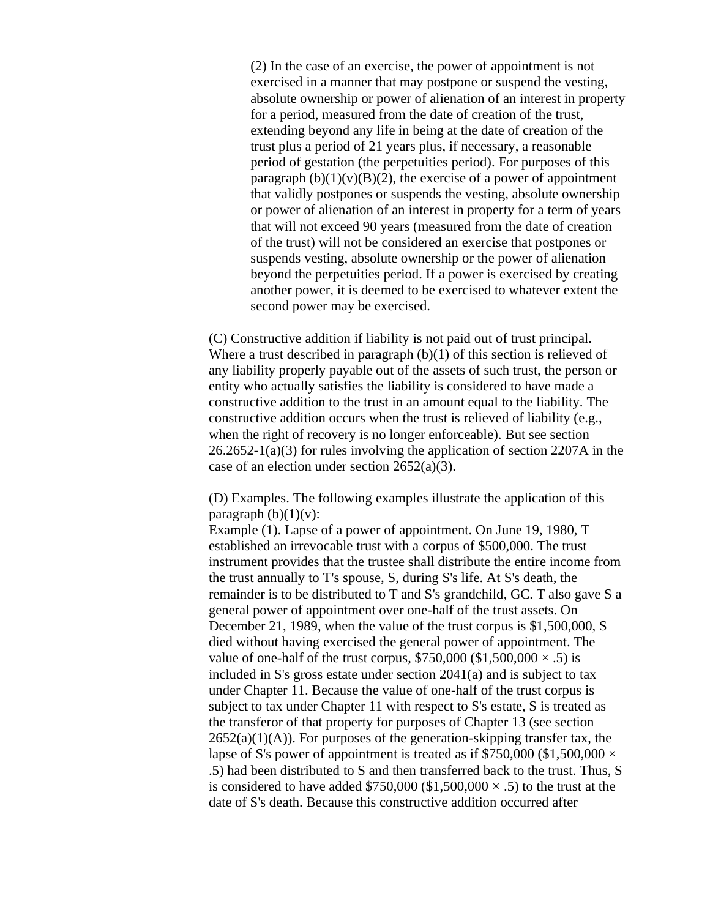(2) In the case of an exercise, the power of appointment is not exercised in a manner that may postpone or suspend the vesting, absolute ownership or power of alienation of an interest in property for a period, measured from the date of creation of the trust, extending beyond any life in being at the date of creation of the trust plus a period of 21 years plus, if necessary, a reasonable period of gestation (the perpetuities period). For purposes of this paragraph (b)(1)(v)(B)(2), the exercise of a power of appointment that validly postpones or suspends the vesting, absolute ownership or power of alienation of an interest in property for a term of years that will not exceed 90 years (measured from the date of creation of the trust) will not be considered an exercise that postpones or suspends vesting, absolute ownership or the power of alienation beyond the perpetuities period. If a power is exercised by creating another power, it is deemed to be exercised to whatever extent the second power may be exercised.

(C) Constructive addition if liability is not paid out of trust principal. Where a trust described in paragraph (b)(1) of this section is relieved of any liability properly payable out of the assets of such trust, the person or entity who actually satisfies the liability is considered to have made a constructive addition to the trust in an amount equal to the liability. The constructive addition occurs when the trust is relieved of liability (e.g., when the right of recovery is no longer enforceable). But see section 26.2652-1(a)(3) for rules involving the application of section 2207A in the case of an election under section 2652(a)(3).

(D) Examples. The following examples illustrate the application of this paragraph (b)(1)(v):

Example (1). Lapse of a power of appointment. On June 19, 1980, T established an irrevocable trust with a corpus of $500,000. The trust instrument provides that the trustee shall distribute the entire income from the trust annually to T's spouse, S, during S's life. At S's death, the remainder is to be distributed to T and S's grandchild, GC. T also gave S a general power of appointment over one-half of the trust assets. On December 21, 1989, when the value of the trust corpus is $1,500,000, S died without having exercised the general power of appointment. The value of one-half of the trust corpus, $750,000 ($1,500,000 × .5) is included in S's gross estate under section 2041(a) and is subject to tax under Chapter 11. Because the value of one-half of the trust corpus is subject to tax under Chapter 11 with respect to S's estate, S is treated as the transferor of that property for purposes of Chapter 13 (see section 2652(a)(1)(A)). For purposes of the generation-skipping transfer tax, the lapse of S's power of appointment is treated as if $750,000 ($1,500,000 × .5) had been distributed to S and then transferred back to the trust. Thus, S is considered to have added $750,000 ($1,500,000 × .5) to the trust at the date of S's death. Because this constructive addition occurred after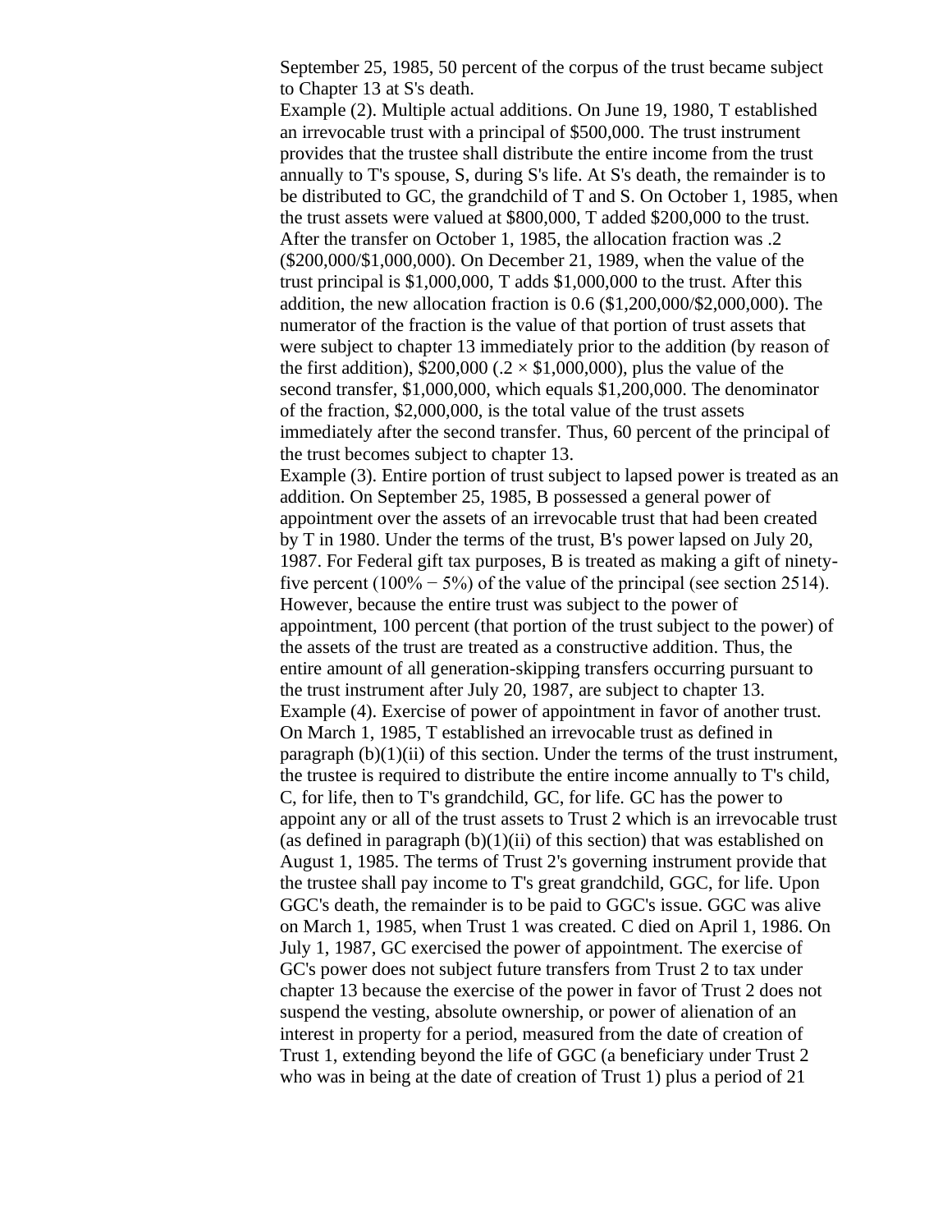September 25, 1985, 50 percent of the corpus of the trust became subject to Chapter 13 at S's death.

Example (2). Multiple actual additions. On June 19, 1980, T established an irrevocable trust with a principal of \$500,000. The trust instrument provides that the trustee shall distribute the entire income from the trust annually to T's spouse, S, during S's life. At S's death, the remainder is to be distributed to GC, the grandchild of T and S. On October 1, 1985, when the trust assets were valued at \$800,000, T added \$200,000 to the trust. After the transfer on October 1, 1985, the allocation fraction was .2 (\$200,000/\$1,000,000). On December 21, 1989, when the value of the trust principal is \$1,000,000, T adds \$1,000,000 to the trust. After this addition, the new allocation fraction is 0.6 (\$1,200,000/\$2,000,000). The numerator of the fraction is the value of that portion of trust assets that were subject to chapter 13 immediately prior to the addition (by reason of the first addition), \$200,000 (.2 × \$1,000,000), plus the value of the second transfer, \$1,000,000, which equals \$1,200,000. The denominator of the fraction, \$2,000,000, is the total value of the trust assets immediately after the second transfer. Thus, 60 percent of the principal of the trust becomes subject to chapter 13.

Example (3). Entire portion of trust subject to lapsed power is treated as an addition. On September 25, 1985, B possessed a general power of appointment over the assets of an irrevocable trust that had been created by T in 1980. Under the terms of the trust, B's power lapsed on July 20, 1987. For Federal gift tax purposes, B is treated as making a gift of ninety-five percent (100% − 5%) of the value of the principal (see section 2514). However, because the entire trust was subject to the power of appointment, 100 percent (that portion of the trust subject to the power) of the assets of the trust are treated as a constructive addition. Thus, the entire amount of all generation-skipping transfers occurring pursuant to the trust instrument after July 20, 1987, are subject to chapter 13.

Example (4). Exercise of power of appointment in favor of another trust. On March 1, 1985, T established an irrevocable trust as defined in paragraph (b)(1)(ii) of this section. Under the terms of the trust instrument, the trustee is required to distribute the entire income annually to T's child, C, for life, then to T's grandchild, GC, for life. GC has the power to appoint any or all of the trust assets to Trust 2 which is an irrevocable trust (as defined in paragraph (b)(1)(ii) of this section) that was established on August 1, 1985. The terms of Trust 2's governing instrument provide that the trustee shall pay income to T's great grandchild, GGC, for life. Upon GGC's death, the remainder is to be paid to GGC's issue. GGC was alive on March 1, 1985, when Trust 1 was created. C died on April 1, 1986. On July 1, 1987, GC exercised the power of appointment. The exercise of GC's power does not subject future transfers from Trust 2 to tax under chapter 13 because the exercise of the power in favor of Trust 2 does not suspend the vesting, absolute ownership, or power of alienation of an interest in property for a period, measured from the date of creation of Trust 1, extending beyond the life of GGC (a beneficiary under Trust 2 who was in being at the date of creation of Trust 1) plus a period of 21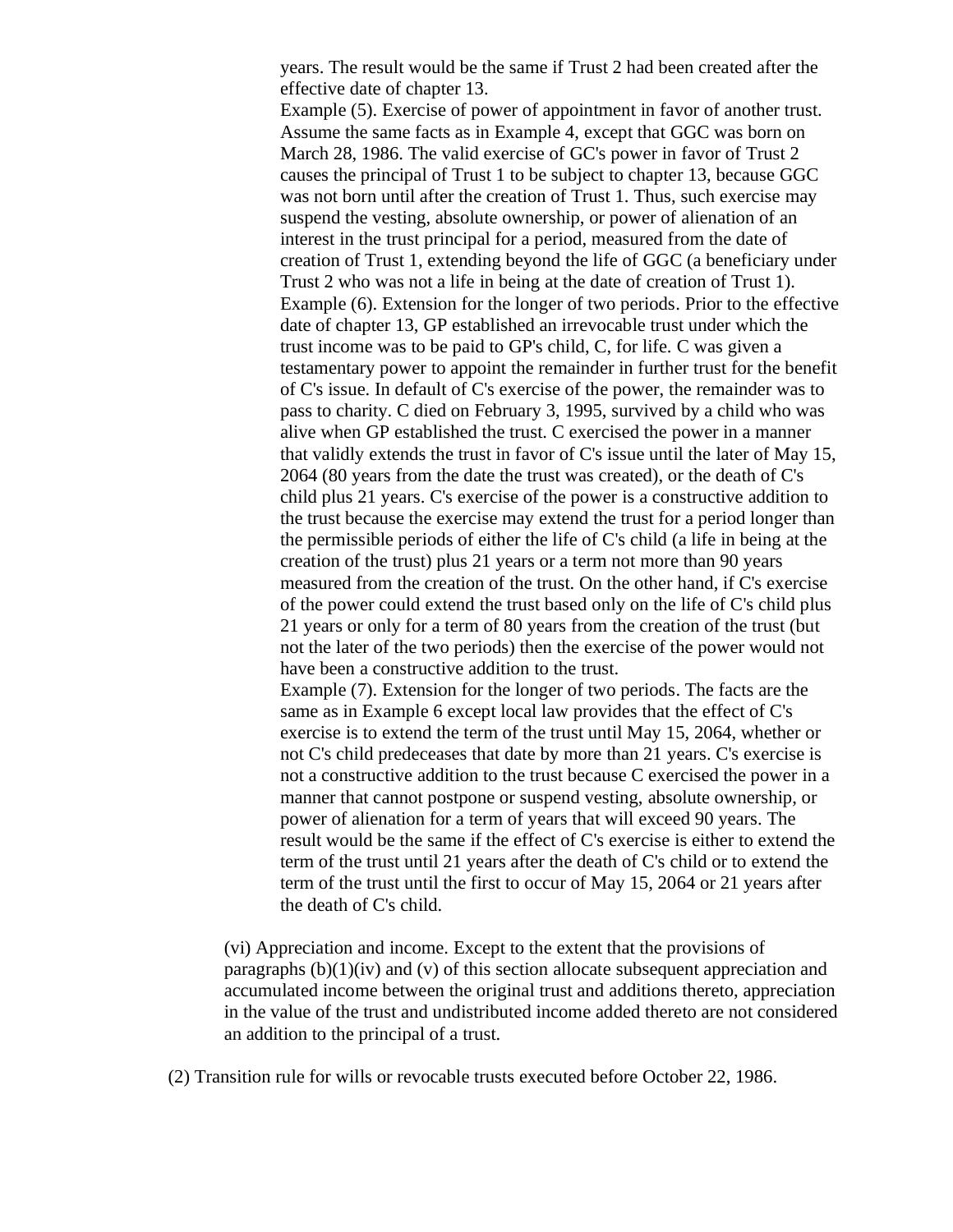years. The result would be the same if Trust 2 had been created after the effective date of chapter 13.

Example (5). Exercise of power of appointment in favor of another trust. Assume the same facts as in Example 4, except that GGC was born on March 28, 1986. The valid exercise of GC's power in favor of Trust 2 causes the principal of Trust 1 to be subject to chapter 13, because GGC was not born until after the creation of Trust 1. Thus, such exercise may suspend the vesting, absolute ownership, or power of alienation of an interest in the trust principal for a period, measured from the date of creation of Trust 1, extending beyond the life of GGC (a beneficiary under Trust 2 who was not a life in being at the date of creation of Trust 1).

Example (6). Extension for the longer of two periods. Prior to the effective date of chapter 13, GP established an irrevocable trust under which the trust income was to be paid to GP's child, C, for life. C was given a testamentary power to appoint the remainder in further trust for the benefit of C's issue. In default of C's exercise of the power, the remainder was to pass to charity. C died on February 3, 1995, survived by a child who was alive when GP established the trust. C exercised the power in a manner that validly extends the trust in favor of C's issue until the later of May 15, 2064 (80 years from the date the trust was created), or the death of C's child plus 21 years. C's exercise of the power is a constructive addition to the trust because the exercise may extend the trust for a period longer than the permissible periods of either the life of C's child (a life in being at the creation of the trust) plus 21 years or a term not more than 90 years measured from the creation of the trust. On the other hand, if C's exercise of the power could extend the trust based only on the life of C's child plus 21 years or only for a term of 80 years from the creation of the trust (but not the later of the two periods) then the exercise of the power would not have been a constructive addition to the trust.

Example (7). Extension for the longer of two periods. The facts are the same as in Example 6 except local law provides that the effect of C's exercise is to extend the term of the trust until May 15, 2064, whether or not C's child predeceases that date by more than 21 years. C's exercise is not a constructive addition to the trust because C exercised the power in a manner that cannot postpone or suspend vesting, absolute ownership, or power of alienation for a term of years that will exceed 90 years. The result would be the same if the effect of C's exercise is either to extend the term of the trust until 21 years after the death of C's child or to extend the term of the trust until the first to occur of May 15, 2064 or 21 years after the death of C's child.

(vi) Appreciation and income. Except to the extent that the provisions of paragraphs (b)(1)(iv) and (v) of this section allocate subsequent appreciation and accumulated income between the original trust and additions thereto, appreciation in the value of the trust and undistributed income added thereto are not considered an addition to the principal of a trust.

(2) Transition rule for wills or revocable trusts executed before October 22, 1986.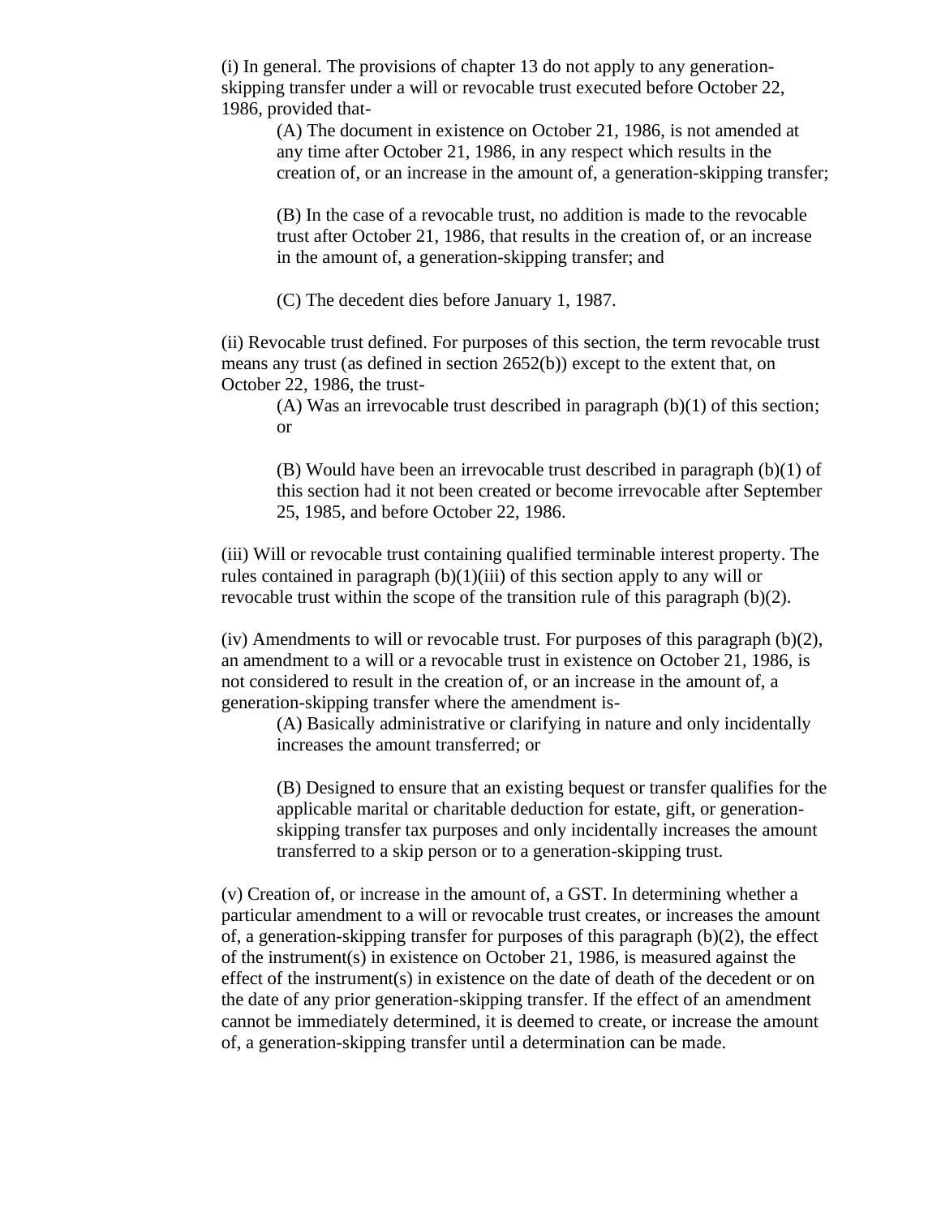(i) In general. The provisions of chapter 13 do not apply to any generation-skipping transfer under a will or revocable trust executed before October 22, 1986, provided that-

> (A) The document in existence on October 21, 1986, is not amended at any time after October 21, 1986, in any respect which results in the creation of, or an increase in the amount of, a generation-skipping transfer;
>
> (B) In the case of a revocable trust, no addition is made to the revocable trust after October 21, 1986, that results in the creation of, or an increase in the amount of, a generation-skipping transfer; and
>
> (C) The decedent dies before January 1, 1987.

(ii) Revocable trust defined. For purposes of this section, the term revocable trust means any trust (as defined in section 2652(b)) except to the extent that, on October 22, 1986, the trust-

> (A) Was an irrevocable trust described in paragraph (b)(1) of this section; or
>
> (B) Would have been an irrevocable trust described in paragraph (b)(1) of this section had it not been created or become irrevocable after September 25, 1985, and before October 22, 1986.

(iii) Will or revocable trust containing qualified terminable interest property. The rules contained in paragraph (b)(1)(iii) of this section apply to any will or revocable trust within the scope of the transition rule of this paragraph (b)(2).

(iv) Amendments to will or revocable trust. For purposes of this paragraph (b)(2), an amendment to a will or a revocable trust in existence on October 21, 1986, is not considered to result in the creation of, or an increase in the amount of, a generation-skipping transfer where the amendment is-

> (A) Basically administrative or clarifying in nature and only incidentally increases the amount transferred; or
>
> (B) Designed to ensure that an existing bequest or transfer qualifies for the applicable marital or charitable deduction for estate, gift, or generation-skipping transfer tax purposes and only incidentally increases the amount transferred to a skip person or to a generation-skipping trust.

(v) Creation of, or increase in the amount of, a GST. In determining whether a particular amendment to a will or revocable trust creates, or increases the amount of, a generation-skipping transfer for purposes of this paragraph (b)(2), the effect of the instrument(s) in existence on October 21, 1986, is measured against the effect of the instrument(s) in existence on the date of death of the decedent or on the date of any prior generation-skipping transfer. If the effect of an amendment cannot be immediately determined, it is deemed to create, or increase the amount of, a generation-skipping transfer until a determination can be made.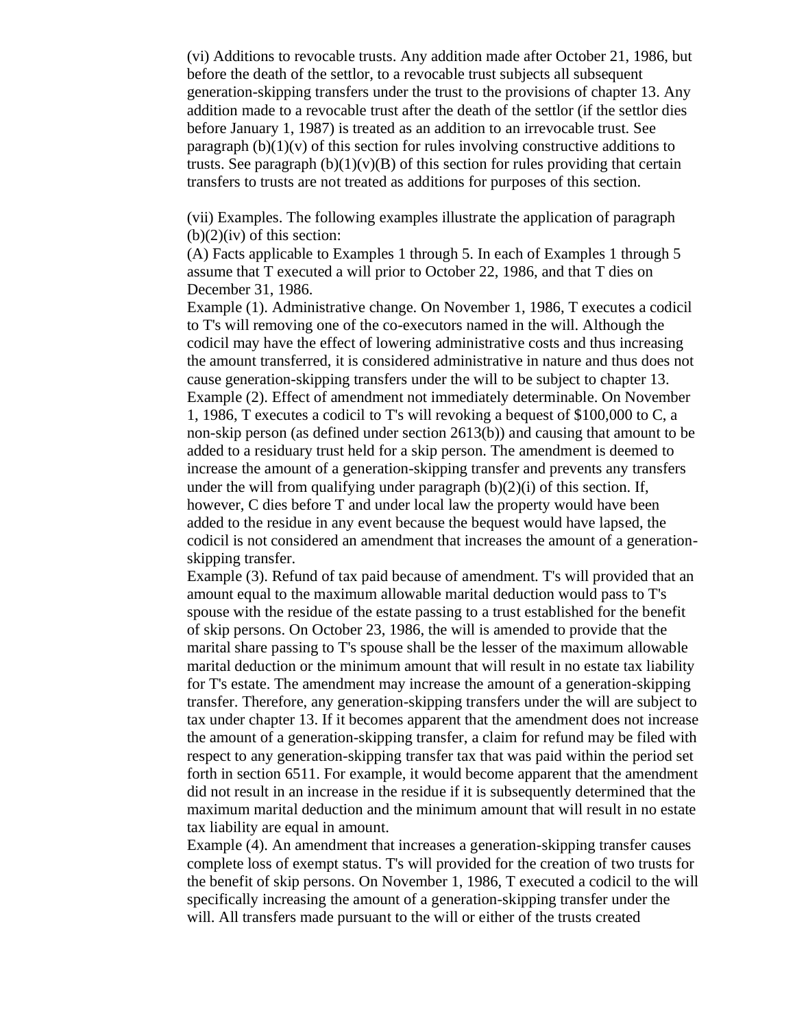(vi) Additions to revocable trusts. Any addition made after October 21, 1986, but before the death of the settlor, to a revocable trust subjects all subsequent generation-skipping transfers under the trust to the provisions of chapter 13. Any addition made to a revocable trust after the death of the settlor (if the settlor dies before January 1, 1987) is treated as an addition to an irrevocable trust. See paragraph (b)(1)(v) of this section for rules involving constructive additions to trusts. See paragraph (b)(1)(v)(B) of this section for rules providing that certain transfers to trusts are not treated as additions for purposes of this section.

(vii) Examples. The following examples illustrate the application of paragraph (b)(2)(iv) of this section:

(A) Facts applicable to Examples 1 through 5. In each of Examples 1 through 5 assume that T executed a will prior to October 22, 1986, and that T dies on December 31, 1986.

Example (1). Administrative change. On November 1, 1986, T executes a codicil to T's will removing one of the co-executors named in the will. Although the codicil may have the effect of lowering administrative costs and thus increasing the amount transferred, it is considered administrative in nature and thus does not cause generation-skipping transfers under the will to be subject to chapter 13.

Example (2). Effect of amendment not immediately determinable. On November 1, 1986, T executes a codicil to T's will revoking a bequest of $100,000 to C, a non-skip person (as defined under section 2613(b)) and causing that amount to be added to a residuary trust held for a skip person. The amendment is deemed to increase the amount of a generation-skipping transfer and prevents any transfers under the will from qualifying under paragraph (b)(2)(i) of this section. If, however, C dies before T and under local law the property would have been added to the residue in any event because the bequest would have lapsed, the codicil is not considered an amendment that increases the amount of a generation-skipping transfer.

Example (3). Refund of tax paid because of amendment. T's will provided that an amount equal to the maximum allowable marital deduction would pass to T's spouse with the residue of the estate passing to a trust established for the benefit of skip persons. On October 23, 1986, the will is amended to provide that the marital share passing to T's spouse shall be the lesser of the maximum allowable marital deduction or the minimum amount that will result in no estate tax liability for T's estate. The amendment may increase the amount of a generation-skipping transfer. Therefore, any generation-skipping transfers under the will are subject to tax under chapter 13. If it becomes apparent that the amendment does not increase the amount of a generation-skipping transfer, a claim for refund may be filed with respect to any generation-skipping transfer tax that was paid within the period set forth in section 6511. For example, it would become apparent that the amendment did not result in an increase in the residue if it is subsequently determined that the maximum marital deduction and the minimum amount that will result in no estate tax liability are equal in amount.

Example (4). An amendment that increases a generation-skipping transfer causes complete loss of exempt status. T's will provided for the creation of two trusts for the benefit of skip persons. On November 1, 1986, T executed a codicil to the will specifically increasing the amount of a generation-skipping transfer under the will. All transfers made pursuant to the will or either of the trusts created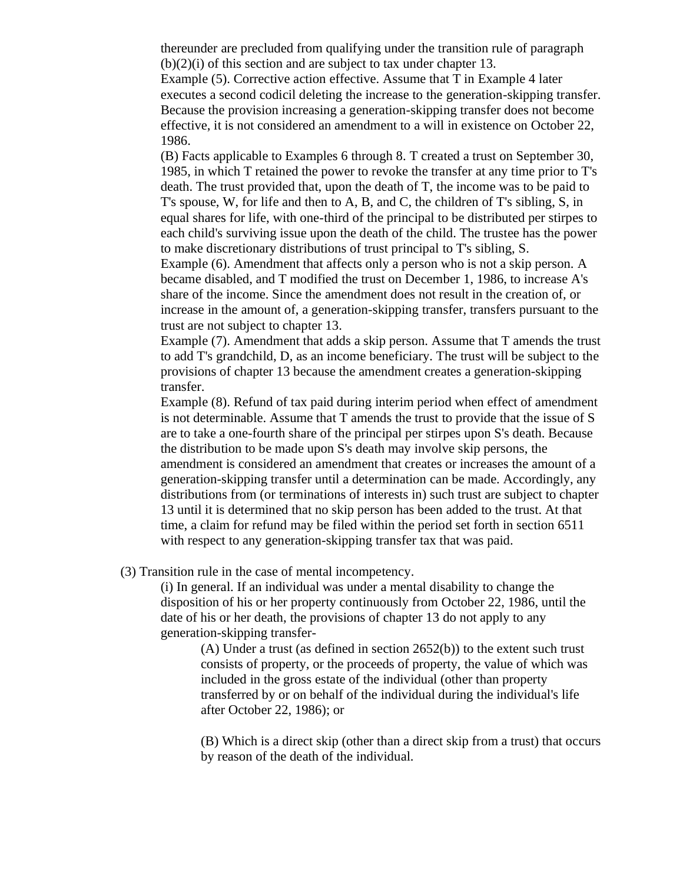thereunder are precluded from qualifying under the transition rule of paragraph (b)(2)(i) of this section and are subject to tax under chapter 13.

Example (5). Corrective action effective. Assume that T in Example 4 later executes a second codicil deleting the increase to the generation-skipping transfer. Because the provision increasing a generation-skipping transfer does not become effective, it is not considered an amendment to a will in existence on October 22, 1986.

(B) Facts applicable to Examples 6 through 8. T created a trust on September 30, 1985, in which T retained the power to revoke the transfer at any time prior to T's death. The trust provided that, upon the death of T, the income was to be paid to T's spouse, W, for life and then to A, B, and C, the children of T's sibling, S, in equal shares for life, with one-third of the principal to be distributed per stirpes to each child's surviving issue upon the death of the child. The trustee has the power to make discretionary distributions of trust principal to T's sibling, S.

Example (6). Amendment that affects only a person who is not a skip person. A became disabled, and T modified the trust on December 1, 1986, to increase A's share of the income. Since the amendment does not result in the creation of, or increase in the amount of, a generation-skipping transfer, transfers pursuant to the trust are not subject to chapter 13.

Example (7). Amendment that adds a skip person. Assume that T amends the trust to add T's grandchild, D, as an income beneficiary. The trust will be subject to the provisions of chapter 13 because the amendment creates a generation-skipping transfer.

Example (8). Refund of tax paid during interim period when effect of amendment is not determinable. Assume that T amends the trust to provide that the issue of S are to take a one-fourth share of the principal per stirpes upon S's death. Because the distribution to be made upon S's death may involve skip persons, the amendment is considered an amendment that creates or increases the amount of a generation-skipping transfer until a determination can be made. Accordingly, any distributions from (or terminations of interests in) such trust are subject to chapter 13 until it is determined that no skip person has been added to the trust. At that time, a claim for refund may be filed within the period set forth in section 6511 with respect to any generation-skipping transfer tax that was paid.

(3) Transition rule in the case of mental incompetency.

(i) In general. If an individual was under a mental disability to change the disposition of his or her property continuously from October 22, 1986, until the date of his or her death, the provisions of chapter 13 do not apply to any generation-skipping transfer-

(A) Under a trust (as defined in section 2652(b)) to the extent such trust consists of property, or the proceeds of property, the value of which was included in the gross estate of the individual (other than property transferred by or on behalf of the individual during the individual's life after October 22, 1986); or

(B) Which is a direct skip (other than a direct skip from a trust) that occurs by reason of the death of the individual.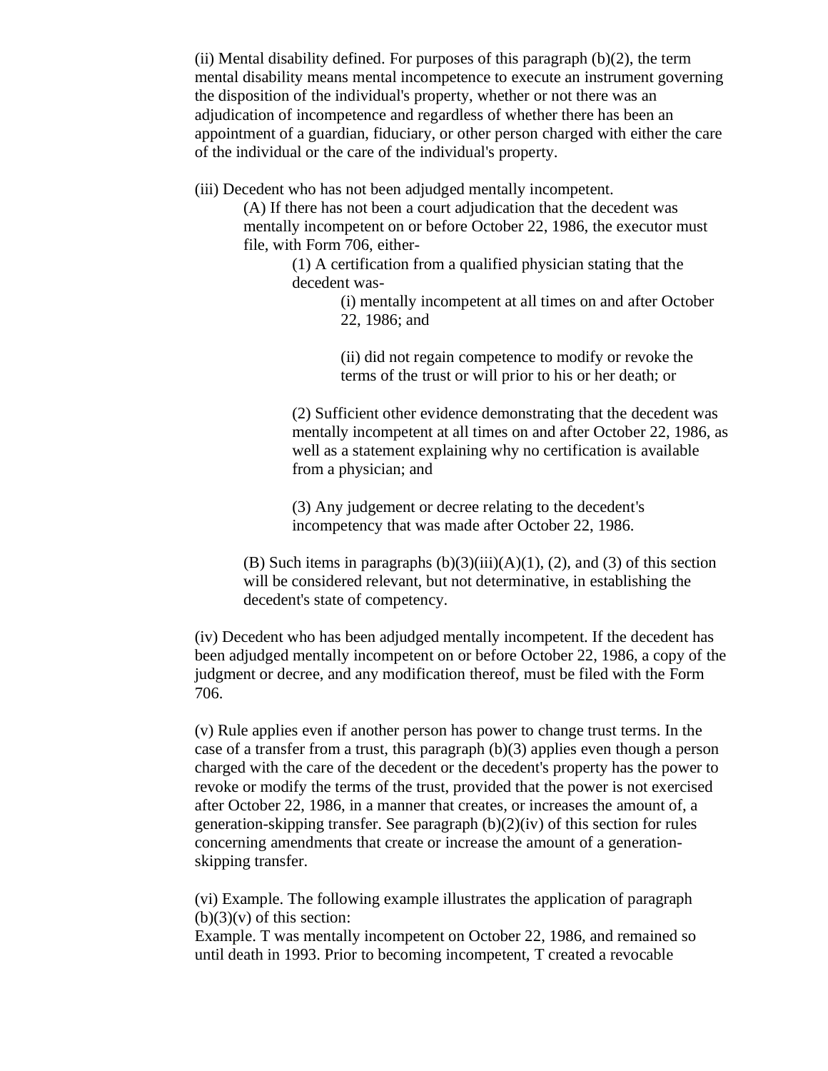(ii) Mental disability defined. For purposes of this paragraph (b)(2), the term mental disability means mental incompetence to execute an instrument governing the disposition of the individual's property, whether or not there was an adjudication of incompetence and regardless of whether there has been an appointment of a guardian, fiduciary, or other person charged with either the care of the individual or the care of the individual's property.

(iii) Decedent who has not been adjudged mentally incompetent.

> (A) If there has not been a court adjudication that the decedent was mentally incompetent on or before October 22, 1986, the executor must file, with Form 706, either-
>
> > (1) A certification from a qualified physician stating that the decedent was-
> >
> > > (i) mentally incompetent at all times on and after October 22, 1986; and
> > >
> > > (ii) did not regain competence to modify or revoke the terms of the trust or will prior to his or her death; or
> >
> > (2) Sufficient other evidence demonstrating that the decedent was mentally incompetent at all times on and after October 22, 1986, as well as a statement explaining why no certification is available from a physician; and
> >
> > (3) Any judgement or decree relating to the decedent's incompetency that was made after October 22, 1986.
>
> (B) Such items in paragraphs (b)(3)(iii)(A)(1), (2), and (3) of this section will be considered relevant, but not determinative, in establishing the decedent's state of competency.

(iv) Decedent who has been adjudged mentally incompetent. If the decedent has been adjudged mentally incompetent on or before October 22, 1986, a copy of the judgment or decree, and any modification thereof, must be filed with the Form 706.

(v) Rule applies even if another person has power to change trust terms. In the case of a transfer from a trust, this paragraph (b)(3) applies even though a person charged with the care of the decedent or the decedent's property has the power to revoke or modify the terms of the trust, provided that the power is not exercised after October 22, 1986, in a manner that creates, or increases the amount of, a generation-skipping transfer. See paragraph (b)(2)(iv) of this section for rules concerning amendments that create or increase the amount of a generation-skipping transfer.

(vi) Example. The following example illustrates the application of paragraph (b)(3)(v) of this section:
Example. T was mentally incompetent on October 22, 1986, and remained so until death in 1993. Prior to becoming incompetent, T created a revocable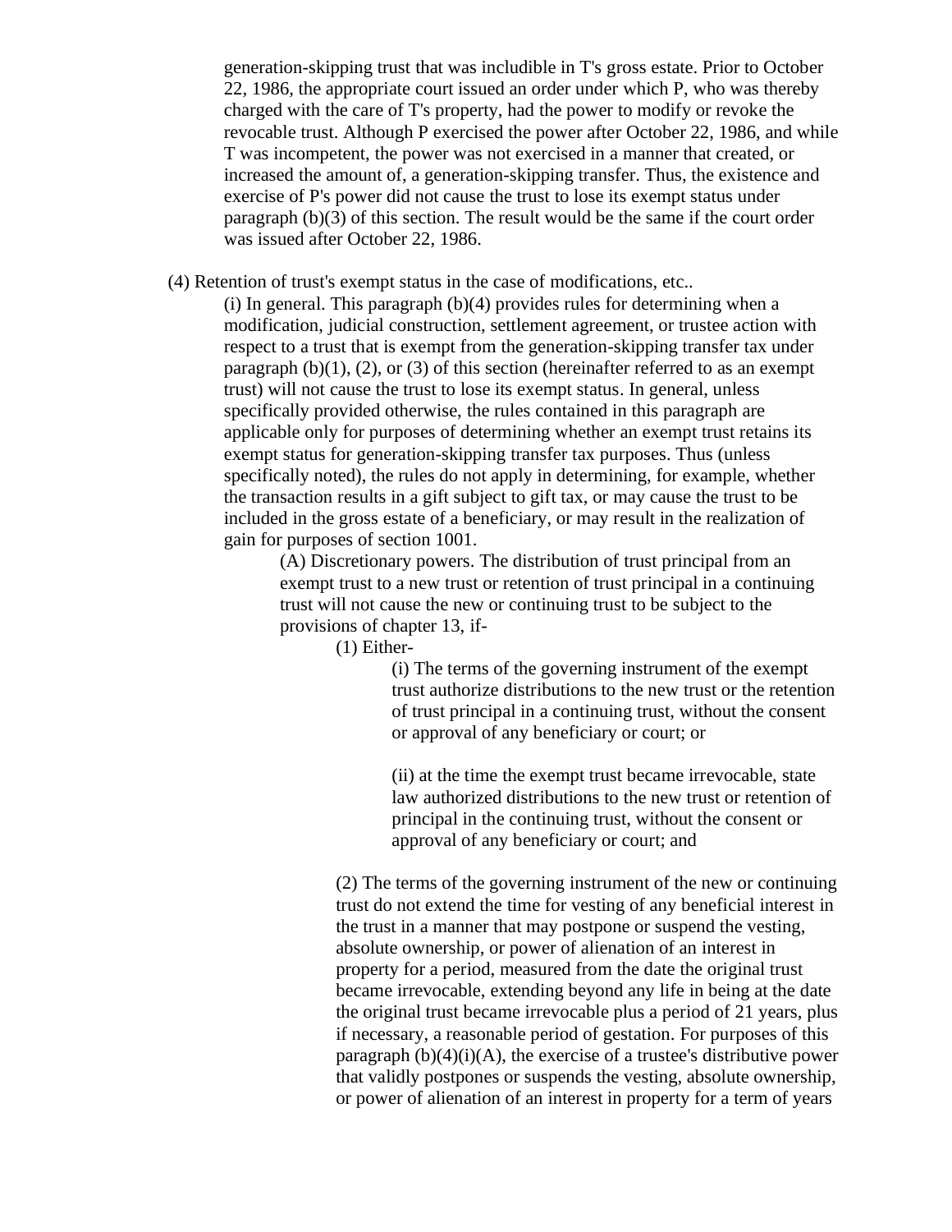generation-skipping trust that was includible in T's gross estate. Prior to October 22, 1986, the appropriate court issued an order under which P, who was thereby charged with the care of T's property, had the power to modify or revoke the revocable trust. Although P exercised the power after October 22, 1986, and while T was incompetent, the power was not exercised in a manner that created, or increased the amount of, a generation-skipping transfer. Thus, the existence and exercise of P's power did not cause the trust to lose its exempt status under paragraph (b)(3) of this section. The result would be the same if the court order was issued after October 22, 1986.

(4) Retention of trust's exempt status in the case of modifications, etc..

(i) In general. This paragraph (b)(4) provides rules for determining when a modification, judicial construction, settlement agreement, or trustee action with respect to a trust that is exempt from the generation-skipping transfer tax under paragraph (b)(1), (2), or (3) of this section (hereinafter referred to as an exempt trust) will not cause the trust to lose its exempt status. In general, unless specifically provided otherwise, the rules contained in this paragraph are applicable only for purposes of determining whether an exempt trust retains its exempt status for generation-skipping transfer tax purposes. Thus (unless specifically noted), the rules do not apply in determining, for example, whether the transaction results in a gift subject to gift tax, or may cause the trust to be included in the gross estate of a beneficiary, or may result in the realization of gain for purposes of section 1001.

(A) Discretionary powers. The distribution of trust principal from an exempt trust to a new trust or retention of trust principal in a continuing trust will not cause the new or continuing trust to be subject to the provisions of chapter 13, if-

(1) Either-

(i) The terms of the governing instrument of the exempt trust authorize distributions to the new trust or the retention of trust principal in a continuing trust, without the consent or approval of any beneficiary or court; or

(ii) at the time the exempt trust became irrevocable, state law authorized distributions to the new trust or retention of principal in the continuing trust, without the consent or approval of any beneficiary or court; and

(2) The terms of the governing instrument of the new or continuing trust do not extend the time for vesting of any beneficial interest in the trust in a manner that may postpone or suspend the vesting, absolute ownership, or power of alienation of an interest in property for a period, measured from the date the original trust became irrevocable, extending beyond any life in being at the date the original trust became irrevocable plus a period of 21 years, plus if necessary, a reasonable period of gestation. For purposes of this paragraph (b)(4)(i)(A), the exercise of a trustee's distributive power that validly postpones or suspends the vesting, absolute ownership, or power of alienation of an interest in property for a term of years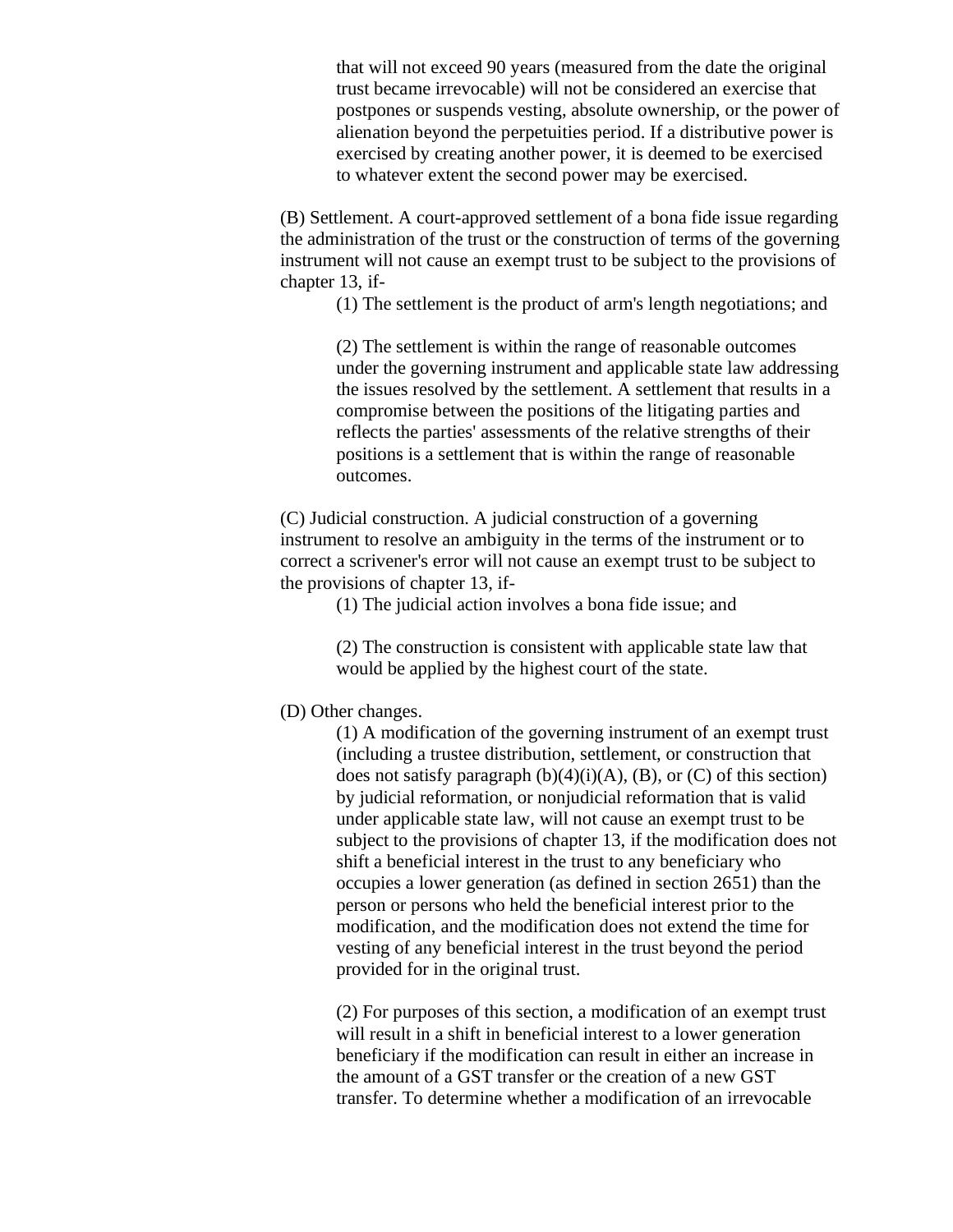that will not exceed 90 years (measured from the date the original trust became irrevocable) will not be considered an exercise that postpones or suspends vesting, absolute ownership, or the power of alienation beyond the perpetuities period. If a distributive power is exercised by creating another power, it is deemed to be exercised to whatever extent the second power may be exercised.

(B) Settlement. A court-approved settlement of a bona fide issue regarding the administration of the trust or the construction of terms of the governing instrument will not cause an exempt trust to be subject to the provisions of chapter 13, if-

(1) The settlement is the product of arm's length negotiations; and

(2) The settlement is within the range of reasonable outcomes under the governing instrument and applicable state law addressing the issues resolved by the settlement. A settlement that results in a compromise between the positions of the litigating parties and reflects the parties' assessments of the relative strengths of their positions is a settlement that is within the range of reasonable outcomes.

(C) Judicial construction. A judicial construction of a governing instrument to resolve an ambiguity in the terms of the instrument or to correct a scrivener's error will not cause an exempt trust to be subject to the provisions of chapter 13, if-

(1) The judicial action involves a bona fide issue; and

(2) The construction is consistent with applicable state law that would be applied by the highest court of the state.

(D) Other changes.

(1) A modification of the governing instrument of an exempt trust (including a trustee distribution, settlement, or construction that does not satisfy paragraph (b)(4)(i)(A), (B), or (C) of this section) by judicial reformation, or nonjudicial reformation that is valid under applicable state law, will not cause an exempt trust to be subject to the provisions of chapter 13, if the modification does not shift a beneficial interest in the trust to any beneficiary who occupies a lower generation (as defined in section 2651) than the person or persons who held the beneficial interest prior to the modification, and the modification does not extend the time for vesting of any beneficial interest in the trust beyond the period provided for in the original trust.

(2) For purposes of this section, a modification of an exempt trust will result in a shift in beneficial interest to a lower generation beneficiary if the modification can result in either an increase in the amount of a GST transfer or the creation of a new GST transfer. To determine whether a modification of an irrevocable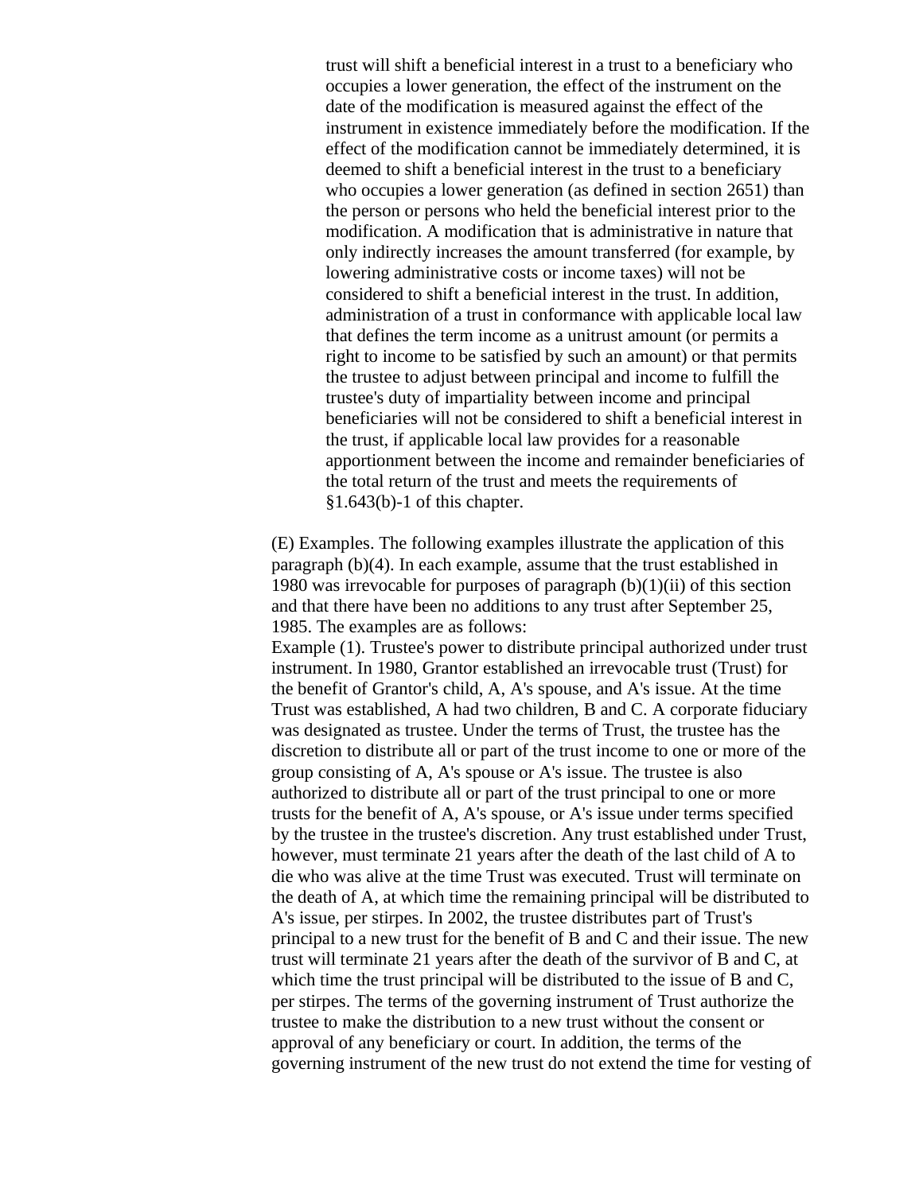> trust will shift a beneficial interest in a trust to a beneficiary who occupies a lower generation, the effect of the instrument on the date of the modification is measured against the effect of the instrument in existence immediately before the modification. If the effect of the modification cannot be immediately determined, it is deemed to shift a beneficial interest in the trust to a beneficiary who occupies a lower generation (as defined in section 2651) than the person or persons who held the beneficial interest prior to the modification. A modification that is administrative in nature that only indirectly increases the amount transferred (for example, by lowering administrative costs or income taxes) will not be considered to shift a beneficial interest in the trust. In addition, administration of a trust in conformance with applicable local law that defines the term income as a unitrust amount (or permits a right to income to be satisfied by such an amount) or that permits the trustee to adjust between principal and income to fulfill the trustee's duty of impartiality between income and principal beneficiaries will not be considered to shift a beneficial interest in the trust, if applicable local law provides for a reasonable apportionment between the income and remainder beneficiaries of the total return of the trust and meets the requirements of §1.643(b)-1 of this chapter.

(E) Examples. The following examples illustrate the application of this paragraph (b)(4). In each example, assume that the trust established in 1980 was irrevocable for purposes of paragraph (b)(1)(ii) of this section and that there have been no additions to any trust after September 25, 1985. The examples are as follows:

Example (1). Trustee's power to distribute principal authorized under trust instrument. In 1980, Grantor established an irrevocable trust (Trust) for the benefit of Grantor's child, A, A's spouse, and A's issue. At the time Trust was established, A had two children, B and C. A corporate fiduciary was designated as trustee. Under the terms of Trust, the trustee has the discretion to distribute all or part of the trust income to one or more of the group consisting of A, A's spouse or A's issue. The trustee is also authorized to distribute all or part of the trust principal to one or more trusts for the benefit of A, A's spouse, or A's issue under terms specified by the trustee in the trustee's discretion. Any trust established under Trust, however, must terminate 21 years after the death of the last child of A to die who was alive at the time Trust was executed. Trust will terminate on the death of A, at which time the remaining principal will be distributed to A's issue, per stirpes. In 2002, the trustee distributes part of Trust's principal to a new trust for the benefit of B and C and their issue. The new trust will terminate 21 years after the death of the survivor of B and C, at which time the trust principal will be distributed to the issue of B and C, per stirpes. The terms of the governing instrument of Trust authorize the trustee to make the distribution to a new trust without the consent or approval of any beneficiary or court. In addition, the terms of the governing instrument of the new trust do not extend the time for vesting of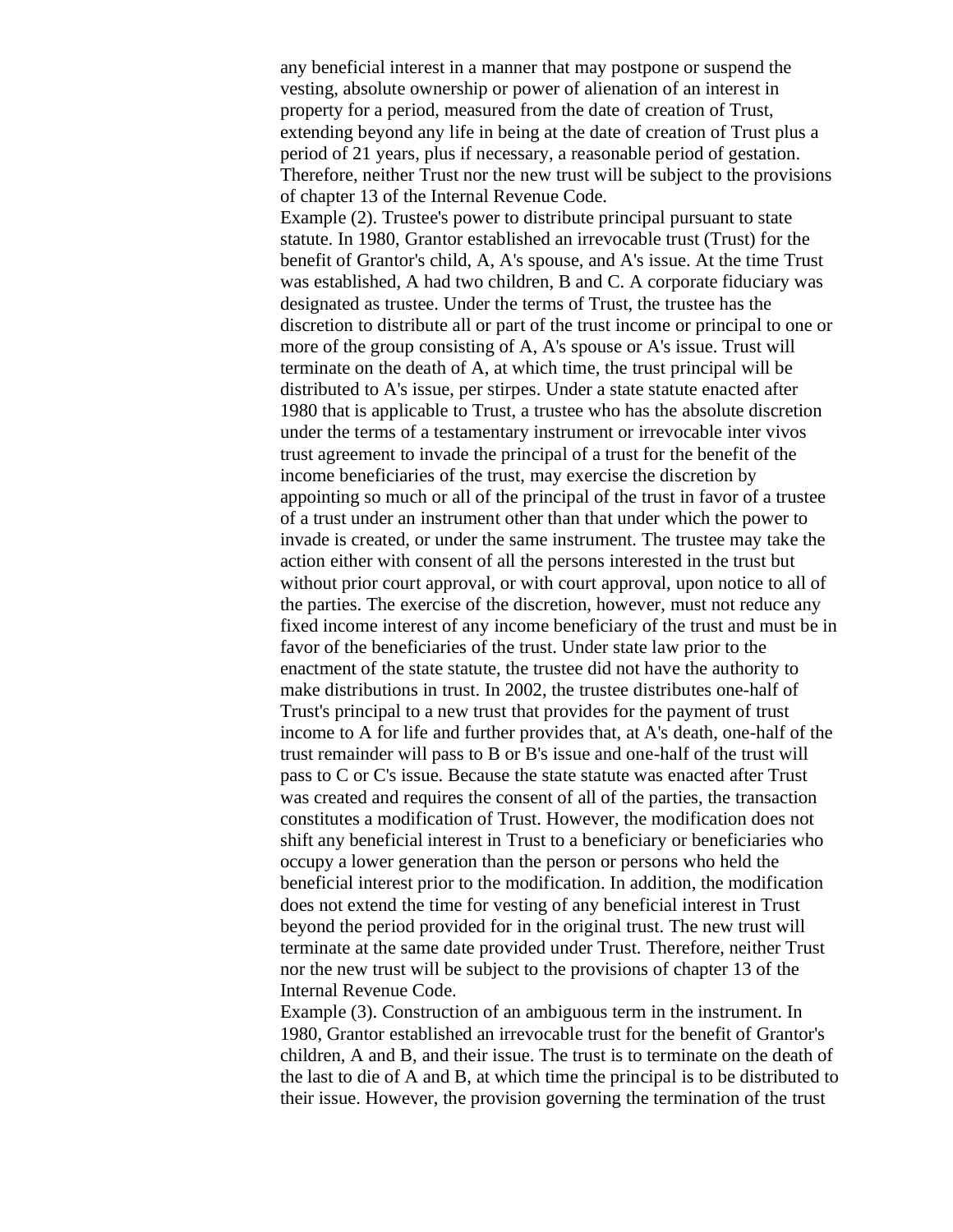any beneficial interest in a manner that may postpone or suspend the vesting, absolute ownership or power of alienation of an interest in property for a period, measured from the date of creation of Trust, extending beyond any life in being at the date of creation of Trust plus a period of 21 years, plus if necessary, a reasonable period of gestation. Therefore, neither Trust nor the new trust will be subject to the provisions of chapter 13 of the Internal Revenue Code.

Example (2). Trustee's power to distribute principal pursuant to state statute. In 1980, Grantor established an irrevocable trust (Trust) for the benefit of Grantor's child, A, A's spouse, and A's issue. At the time Trust was established, A had two children, B and C. A corporate fiduciary was designated as trustee. Under the terms of Trust, the trustee has the discretion to distribute all or part of the trust income or principal to one or more of the group consisting of A, A's spouse or A's issue. Trust will terminate on the death of A, at which time, the trust principal will be distributed to A's issue, per stirpes. Under a state statute enacted after 1980 that is applicable to Trust, a trustee who has the absolute discretion under the terms of a testamentary instrument or irrevocable inter vivos trust agreement to invade the principal of a trust for the benefit of the income beneficiaries of the trust, may exercise the discretion by appointing so much or all of the principal of the trust in favor of a trustee of a trust under an instrument other than that under which the power to invade is created, or under the same instrument. The trustee may take the action either with consent of all the persons interested in the trust but without prior court approval, or with court approval, upon notice to all of the parties. The exercise of the discretion, however, must not reduce any fixed income interest of any income beneficiary of the trust and must be in favor of the beneficiaries of the trust. Under state law prior to the enactment of the state statute, the trustee did not have the authority to make distributions in trust. In 2002, the trustee distributes one-half of Trust's principal to a new trust that provides for the payment of trust income to A for life and further provides that, at A's death, one-half of the trust remainder will pass to B or B's issue and one-half of the trust will pass to C or C's issue. Because the state statute was enacted after Trust was created and requires the consent of all of the parties, the transaction constitutes a modification of Trust. However, the modification does not shift any beneficial interest in Trust to a beneficiary or beneficiaries who occupy a lower generation than the person or persons who held the beneficial interest prior to the modification. In addition, the modification does not extend the time for vesting of any beneficial interest in Trust beyond the period provided for in the original trust. The new trust will terminate at the same date provided under Trust. Therefore, neither Trust nor the new trust will be subject to the provisions of chapter 13 of the Internal Revenue Code.

Example (3). Construction of an ambiguous term in the instrument. In 1980, Grantor established an irrevocable trust for the benefit of Grantor's children, A and B, and their issue. The trust is to terminate on the death of the last to die of A and B, at which time the principal is to be distributed to their issue. However, the provision governing the termination of the trust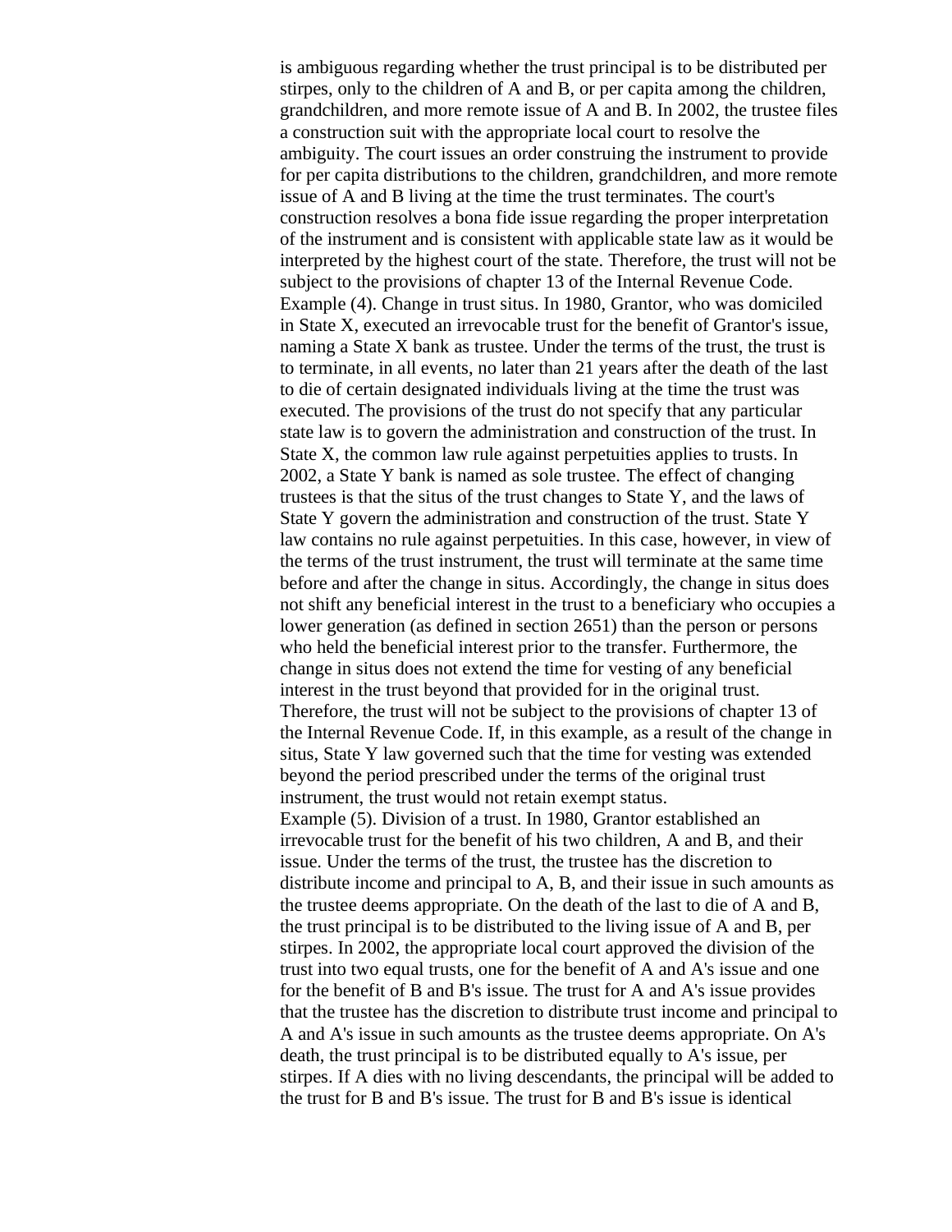is ambiguous regarding whether the trust principal is to be distributed per stirpes, only to the children of A and B, or per capita among the children, grandchildren, and more remote issue of A and B. In 2002, the trustee files a construction suit with the appropriate local court to resolve the ambiguity. The court issues an order construing the instrument to provide for per capita distributions to the children, grandchildren, and more remote issue of A and B living at the time the trust terminates. The court's construction resolves a bona fide issue regarding the proper interpretation of the instrument and is consistent with applicable state law as it would be interpreted by the highest court of the state. Therefore, the trust will not be subject to the provisions of chapter 13 of the Internal Revenue Code.

Example (4). Change in trust situs. In 1980, Grantor, who was domiciled in State X, executed an irrevocable trust for the benefit of Grantor's issue, naming a State X bank as trustee. Under the terms of the trust, the trust is to terminate, in all events, no later than 21 years after the death of the last to die of certain designated individuals living at the time the trust was executed. The provisions of the trust do not specify that any particular state law is to govern the administration and construction of the trust. In State X, the common law rule against perpetuities applies to trusts. In 2002, a State Y bank is named as sole trustee. The effect of changing trustees is that the situs of the trust changes to State Y, and the laws of State Y govern the administration and construction of the trust. State Y law contains no rule against perpetuities. In this case, however, in view of the terms of the trust instrument, the trust will terminate at the same time before and after the change in situs. Accordingly, the change in situs does not shift any beneficial interest in the trust to a beneficiary who occupies a lower generation (as defined in section 2651) than the person or persons who held the beneficial interest prior to the transfer. Furthermore, the change in situs does not extend the time for vesting of any beneficial interest in the trust beyond that provided for in the original trust. Therefore, the trust will not be subject to the provisions of chapter 13 of the Internal Revenue Code. If, in this example, as a result of the change in situs, State Y law governed such that the time for vesting was extended beyond the period prescribed under the terms of the original trust instrument, the trust would not retain exempt status.

Example (5). Division of a trust. In 1980, Grantor established an irrevocable trust for the benefit of his two children, A and B, and their issue. Under the terms of the trust, the trustee has the discretion to distribute income and principal to A, B, and their issue in such amounts as the trustee deems appropriate. On the death of the last to die of A and B, the trust principal is to be distributed to the living issue of A and B, per stirpes. In 2002, the appropriate local court approved the division of the trust into two equal trusts, one for the benefit of A and A's issue and one for the benefit of B and B's issue. The trust for A and A's issue provides that the trustee has the discretion to distribute trust income and principal to A and A's issue in such amounts as the trustee deems appropriate. On A's death, the trust principal is to be distributed equally to A's issue, per stirpes. If A dies with no living descendants, the principal will be added to the trust for B and B's issue. The trust for B and B's issue is identical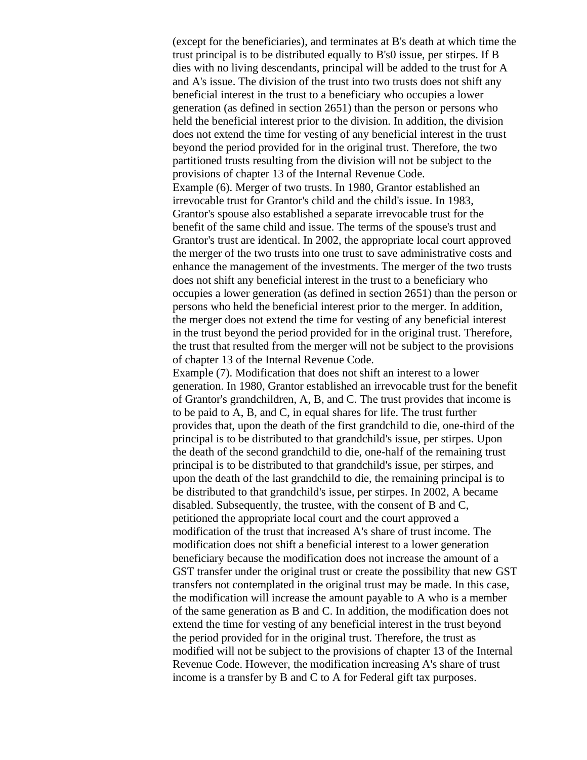(except for the beneficiaries), and terminates at B's death at which time the trust principal is to be distributed equally to B's0 issue, per stirpes. If B dies with no living descendants, principal will be added to the trust for A and A's issue. The division of the trust into two trusts does not shift any beneficial interest in the trust to a beneficiary who occupies a lower generation (as defined in section 2651) than the person or persons who held the beneficial interest prior to the division. In addition, the division does not extend the time for vesting of any beneficial interest in the trust beyond the period provided for in the original trust. Therefore, the two partitioned trusts resulting from the division will not be subject to the provisions of chapter 13 of the Internal Revenue Code.

Example (6). Merger of two trusts. In 1980, Grantor established an irrevocable trust for Grantor's child and the child's issue. In 1983, Grantor's spouse also established a separate irrevocable trust for the benefit of the same child and issue. The terms of the spouse's trust and Grantor's trust are identical. In 2002, the appropriate local court approved the merger of the two trusts into one trust to save administrative costs and enhance the management of the investments. The merger of the two trusts does not shift any beneficial interest in the trust to a beneficiary who occupies a lower generation (as defined in section 2651) than the person or persons who held the beneficial interest prior to the merger. In addition, the merger does not extend the time for vesting of any beneficial interest in the trust beyond the period provided for in the original trust. Therefore, the trust that resulted from the merger will not be subject to the provisions of chapter 13 of the Internal Revenue Code.

Example (7). Modification that does not shift an interest to a lower generation. In 1980, Grantor established an irrevocable trust for the benefit of Grantor's grandchildren, A, B, and C. The trust provides that income is to be paid to A, B, and C, in equal shares for life. The trust further provides that, upon the death of the first grandchild to die, one-third of the principal is to be distributed to that grandchild's issue, per stirpes. Upon the death of the second grandchild to die, one-half of the remaining trust principal is to be distributed to that grandchild's issue, per stirpes, and upon the death of the last grandchild to die, the remaining principal is to be distributed to that grandchild's issue, per stirpes. In 2002, A became disabled. Subsequently, the trustee, with the consent of B and C, petitioned the appropriate local court and the court approved a modification of the trust that increased A's share of trust income. The modification does not shift a beneficial interest to a lower generation beneficiary because the modification does not increase the amount of a GST transfer under the original trust or create the possibility that new GST transfers not contemplated in the original trust may be made. In this case, the modification will increase the amount payable to A who is a member of the same generation as B and C. In addition, the modification does not extend the time for vesting of any beneficial interest in the trust beyond the period provided for in the original trust. Therefore, the trust as modified will not be subject to the provisions of chapter 13 of the Internal Revenue Code. However, the modification increasing A's share of trust income is a transfer by B and C to A for Federal gift tax purposes.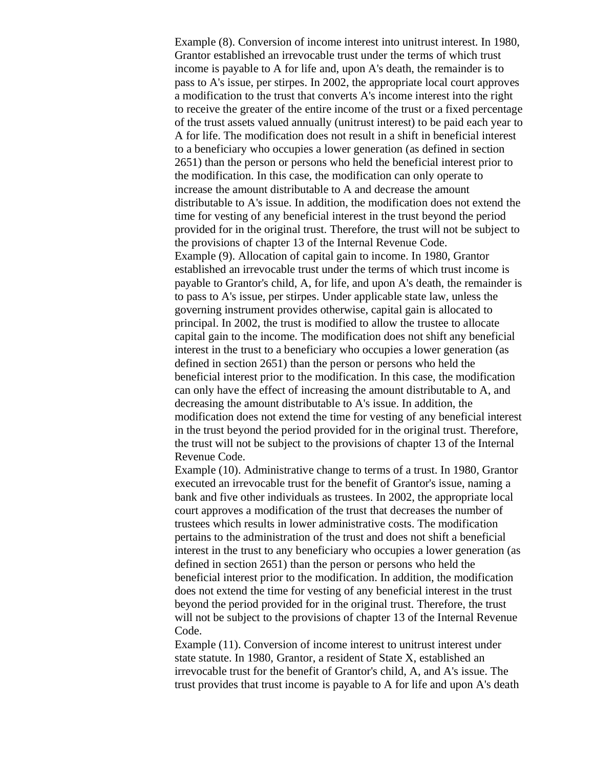Example (8). Conversion of income interest into unitrust interest. In 1980, Grantor established an irrevocable trust under the terms of which trust income is payable to A for life and, upon A's death, the remainder is to pass to A's issue, per stirpes. In 2002, the appropriate local court approves a modification to the trust that converts A's income interest into the right to receive the greater of the entire income of the trust or a fixed percentage of the trust assets valued annually (unitrust interest) to be paid each year to A for life. The modification does not result in a shift in beneficial interest to a beneficiary who occupies a lower generation (as defined in section 2651) than the person or persons who held the beneficial interest prior to the modification. In this case, the modification can only operate to increase the amount distributable to A and decrease the amount distributable to A's issue. In addition, the modification does not extend the time for vesting of any beneficial interest in the trust beyond the period provided for in the original trust. Therefore, the trust will not be subject to the provisions of chapter 13 of the Internal Revenue Code.

Example (9). Allocation of capital gain to income. In 1980, Grantor established an irrevocable trust under the terms of which trust income is payable to Grantor's child, A, for life, and upon A's death, the remainder is to pass to A's issue, per stirpes. Under applicable state law, unless the governing instrument provides otherwise, capital gain is allocated to principal. In 2002, the trust is modified to allow the trustee to allocate capital gain to the income. The modification does not shift any beneficial interest in the trust to a beneficiary who occupies a lower generation (as defined in section 2651) than the person or persons who held the beneficial interest prior to the modification. In this case, the modification can only have the effect of increasing the amount distributable to A, and decreasing the amount distributable to A's issue. In addition, the modification does not extend the time for vesting of any beneficial interest in the trust beyond the period provided for in the original trust. Therefore, the trust will not be subject to the provisions of chapter 13 of the Internal Revenue Code.

Example (10). Administrative change to terms of a trust. In 1980, Grantor executed an irrevocable trust for the benefit of Grantor's issue, naming a bank and five other individuals as trustees. In 2002, the appropriate local court approves a modification of the trust that decreases the number of trustees which results in lower administrative costs. The modification pertains to the administration of the trust and does not shift a beneficial interest in the trust to any beneficiary who occupies a lower generation (as defined in section 2651) than the person or persons who held the beneficial interest prior to the modification. In addition, the modification does not extend the time for vesting of any beneficial interest in the trust beyond the period provided for in the original trust. Therefore, the trust will not be subject to the provisions of chapter 13 of the Internal Revenue Code.

Example (11). Conversion of income interest to unitrust interest under state statute. In 1980, Grantor, a resident of State X, established an irrevocable trust for the benefit of Grantor's child, A, and A's issue. The trust provides that trust income is payable to A for life and upon A's death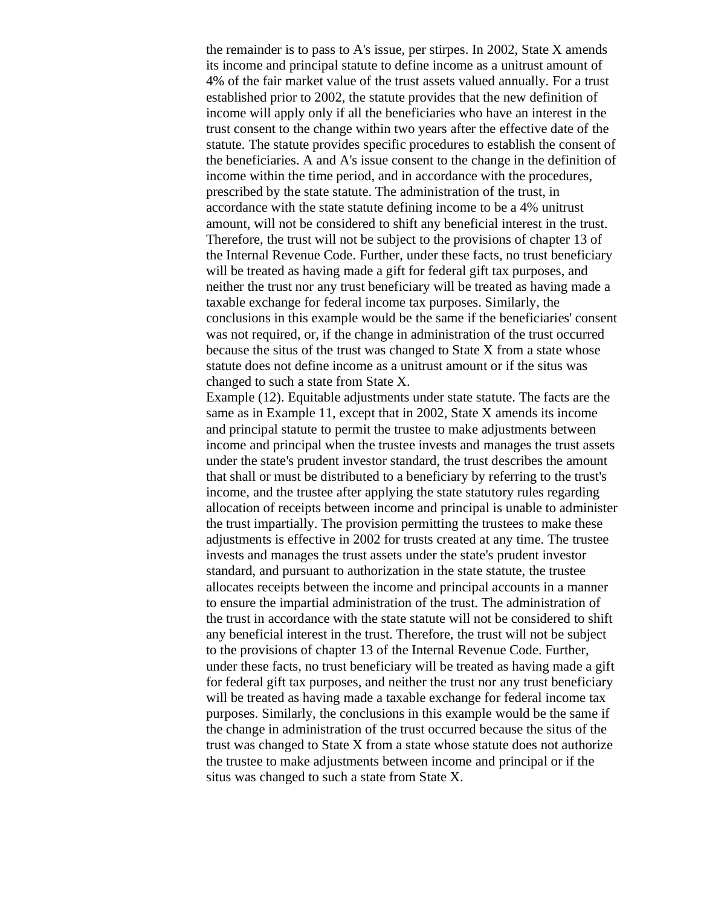the remainder is to pass to A's issue, per stirpes. In 2002, State X amends its income and principal statute to define income as a unitrust amount of 4% of the fair market value of the trust assets valued annually. For a trust established prior to 2002, the statute provides that the new definition of income will apply only if all the beneficiaries who have an interest in the trust consent to the change within two years after the effective date of the statute. The statute provides specific procedures to establish the consent of the beneficiaries. A and A's issue consent to the change in the definition of income within the time period, and in accordance with the procedures, prescribed by the state statute. The administration of the trust, in accordance with the state statute defining income to be a 4% unitrust amount, will not be considered to shift any beneficial interest in the trust. Therefore, the trust will not be subject to the provisions of chapter 13 of the Internal Revenue Code. Further, under these facts, no trust beneficiary will be treated as having made a gift for federal gift tax purposes, and neither the trust nor any trust beneficiary will be treated as having made a taxable exchange for federal income tax purposes. Similarly, the conclusions in this example would be the same if the beneficiaries' consent was not required, or, if the change in administration of the trust occurred because the situs of the trust was changed to State X from a state whose statute does not define income as a unitrust amount or if the situs was changed to such a state from State X.

Example (12). Equitable adjustments under state statute. The facts are the same as in Example 11, except that in 2002, State X amends its income and principal statute to permit the trustee to make adjustments between income and principal when the trustee invests and manages the trust assets under the state's prudent investor standard, the trust describes the amount that shall or must be distributed to a beneficiary by referring to the trust's income, and the trustee after applying the state statutory rules regarding allocation of receipts between income and principal is unable to administer the trust impartially. The provision permitting the trustees to make these adjustments is effective in 2002 for trusts created at any time. The trustee invests and manages the trust assets under the state's prudent investor standard, and pursuant to authorization in the state statute, the trustee allocates receipts between the income and principal accounts in a manner to ensure the impartial administration of the trust. The administration of the trust in accordance with the state statute will not be considered to shift any beneficial interest in the trust. Therefore, the trust will not be subject to the provisions of chapter 13 of the Internal Revenue Code. Further, under these facts, no trust beneficiary will be treated as having made a gift for federal gift tax purposes, and neither the trust nor any trust beneficiary will be treated as having made a taxable exchange for federal income tax purposes. Similarly, the conclusions in this example would be the same if the change in administration of the trust occurred because the situs of the trust was changed to State X from a state whose statute does not authorize the trustee to make adjustments between income and principal or if the situs was changed to such a state from State X.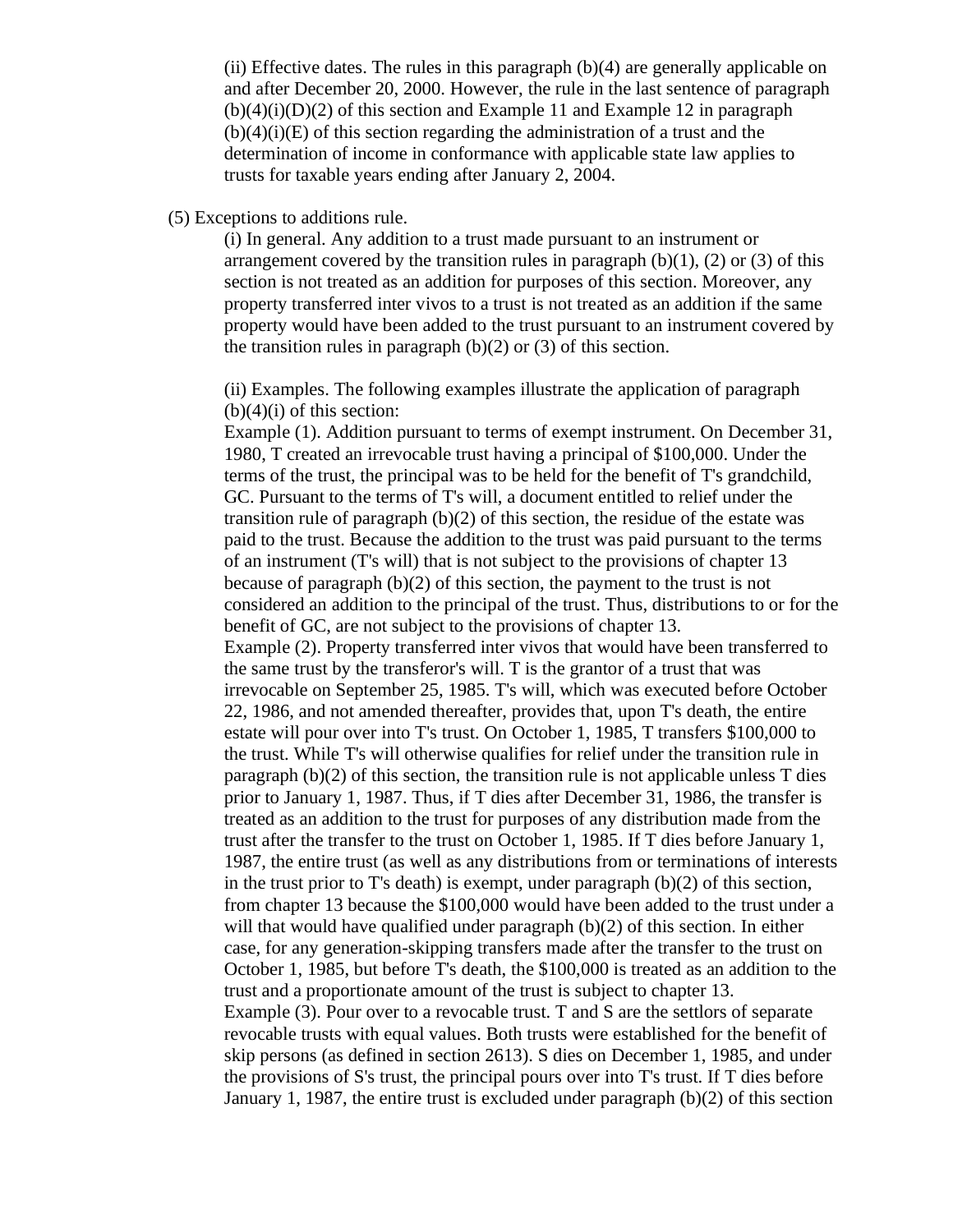(ii) Effective dates. The rules in this paragraph (b)(4) are generally applicable on and after December 20, 2000. However, the rule in the last sentence of paragraph (b)(4)(i)(D)(2) of this section and Example 11 and Example 12 in paragraph (b)(4)(i)(E) of this section regarding the administration of a trust and the determination of income in conformance with applicable state law applies to trusts for taxable years ending after January 2, 2004.

(5) Exceptions to additions rule.

(i) In general. Any addition to a trust made pursuant to an instrument or arrangement covered by the transition rules in paragraph (b)(1), (2) or (3) of this section is not treated as an addition for purposes of this section. Moreover, any property transferred inter vivos to a trust is not treated as an addition if the same property would have been added to the trust pursuant to an instrument covered by the transition rules in paragraph (b)(2) or (3) of this section.

(ii) Examples. The following examples illustrate the application of paragraph (b)(4)(i) of this section:

Example (1). Addition pursuant to terms of exempt instrument. On December 31, 1980, T created an irrevocable trust having a principal of $100,000. Under the terms of the trust, the principal was to be held for the benefit of T's grandchild, GC. Pursuant to the terms of T's will, a document entitled to relief under the transition rule of paragraph (b)(2) of this section, the residue of the estate was paid to the trust. Because the addition to the trust was paid pursuant to the terms of an instrument (T's will) that is not subject to the provisions of chapter 13 because of paragraph (b)(2) of this section, the payment to the trust is not considered an addition to the principal of the trust. Thus, distributions to or for the benefit of GC, are not subject to the provisions of chapter 13.

Example (2). Property transferred inter vivos that would have been transferred to the same trust by the transferor's will. T is the grantor of a trust that was irrevocable on September 25, 1985. T's will, which was executed before October 22, 1986, and not amended thereafter, provides that, upon T's death, the entire estate will pour over into T's trust. On October 1, 1985, T transfers $100,000 to the trust. While T's will otherwise qualifies for relief under the transition rule in paragraph (b)(2) of this section, the transition rule is not applicable unless T dies prior to January 1, 1987. Thus, if T dies after December 31, 1986, the transfer is treated as an addition to the trust for purposes of any distribution made from the trust after the transfer to the trust on October 1, 1985. If T dies before January 1, 1987, the entire trust (as well as any distributions from or terminations of interests in the trust prior to T's death) is exempt, under paragraph (b)(2) of this section, from chapter 13 because the $100,000 would have been added to the trust under a will that would have qualified under paragraph (b)(2) of this section. In either case, for any generation-skipping transfers made after the transfer to the trust on October 1, 1985, but before T's death, the $100,000 is treated as an addition to the trust and a proportionate amount of the trust is subject to chapter 13.

Example (3). Pour over to a revocable trust. T and S are the settlors of separate revocable trusts with equal values. Both trusts were established for the benefit of skip persons (as defined in section 2613). S dies on December 1, 1985, and under the provisions of S's trust, the principal pours over into T's trust. If T dies before January 1, 1987, the entire trust is excluded under paragraph (b)(2) of this section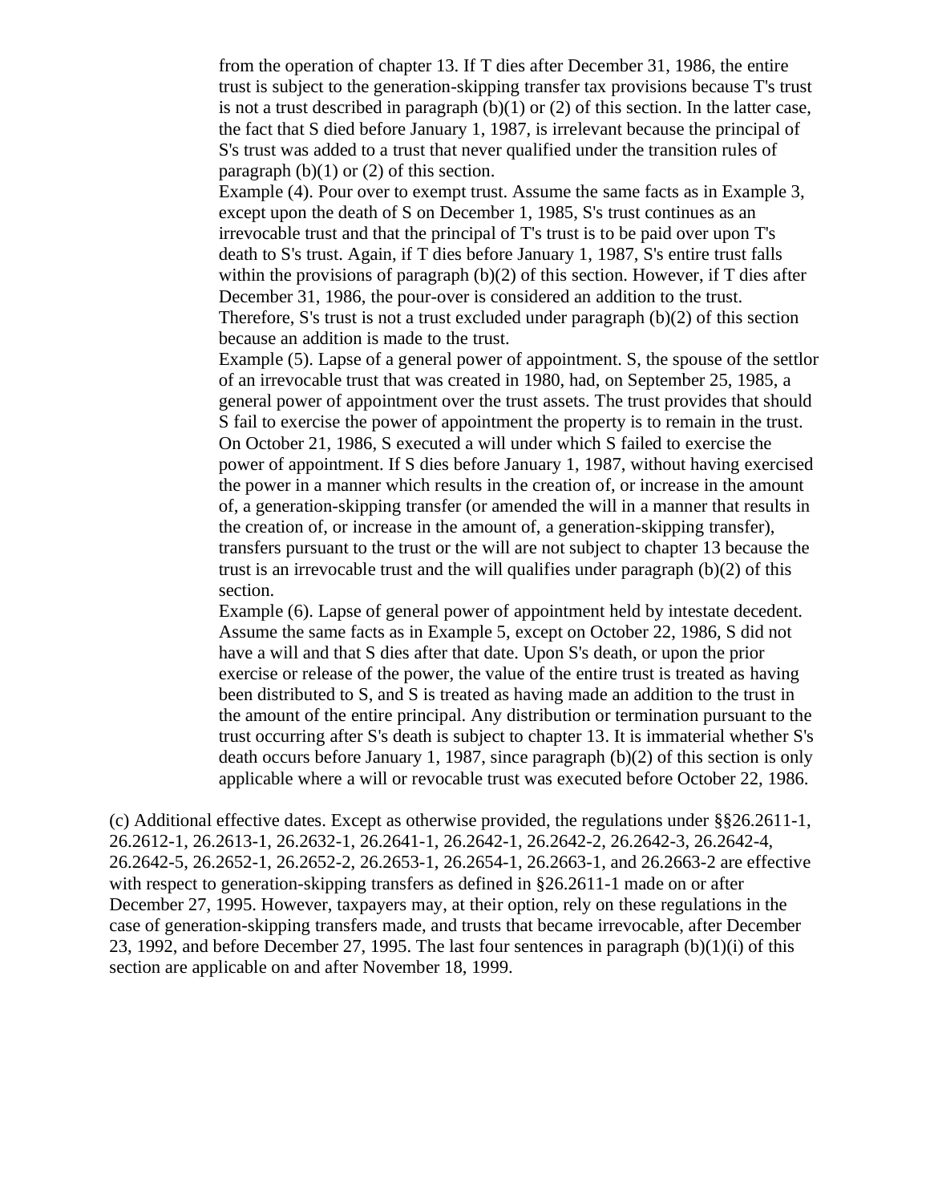from the operation of chapter 13. If T dies after December 31, 1986, the entire trust is subject to the generation-skipping transfer tax provisions because T's trust is not a trust described in paragraph (b)(1) or (2) of this section. In the latter case, the fact that S died before January 1, 1987, is irrelevant because the principal of S's trust was added to a trust that never qualified under the transition rules of paragraph (b)(1) or (2) of this section.

Example (4). Pour over to exempt trust. Assume the same facts as in Example 3, except upon the death of S on December 1, 1985, S's trust continues as an irrevocable trust and that the principal of T's trust is to be paid over upon T's death to S's trust. Again, if T dies before January 1, 1987, S's entire trust falls within the provisions of paragraph (b)(2) of this section. However, if T dies after December 31, 1986, the pour-over is considered an addition to the trust. Therefore, S's trust is not a trust excluded under paragraph (b)(2) of this section because an addition is made to the trust.

Example (5). Lapse of a general power of appointment. S, the spouse of the settlor of an irrevocable trust that was created in 1980, had, on September 25, 1985, a general power of appointment over the trust assets. The trust provides that should S fail to exercise the power of appointment the property is to remain in the trust. On October 21, 1986, S executed a will under which S failed to exercise the power of appointment. If S dies before January 1, 1987, without having exercised the power in a manner which results in the creation of, or increase in the amount of, a generation-skipping transfer (or amended the will in a manner that results in the creation of, or increase in the amount of, a generation-skipping transfer), transfers pursuant to the trust or the will are not subject to chapter 13 because the trust is an irrevocable trust and the will qualifies under paragraph (b)(2) of this section.

Example (6). Lapse of general power of appointment held by intestate decedent. Assume the same facts as in Example 5, except on October 22, 1986, S did not have a will and that S dies after that date. Upon S's death, or upon the prior exercise or release of the power, the value of the entire trust is treated as having been distributed to S, and S is treated as having made an addition to the trust in the amount of the entire principal. Any distribution or termination pursuant to the trust occurring after S's death is subject to chapter 13. It is immaterial whether S's death occurs before January 1, 1987, since paragraph (b)(2) of this section is only applicable where a will or revocable trust was executed before October 22, 1986.

(c) Additional effective dates. Except as otherwise provided, the regulations under §§26.2611-1, 26.2612-1, 26.2613-1, 26.2632-1, 26.2641-1, 26.2642-1, 26.2642-2, 26.2642-3, 26.2642-4, 26.2642-5, 26.2652-1, 26.2652-2, 26.2653-1, 26.2654-1, 26.2663-1, and 26.2663-2 are effective with respect to generation-skipping transfers as defined in §26.2611-1 made on or after December 27, 1995. However, taxpayers may, at their option, rely on these regulations in the case of generation-skipping transfers made, and trusts that became irrevocable, after December 23, 1992, and before December 27, 1995. The last four sentences in paragraph (b)(1)(i) of this section are applicable on and after November 18, 1999.